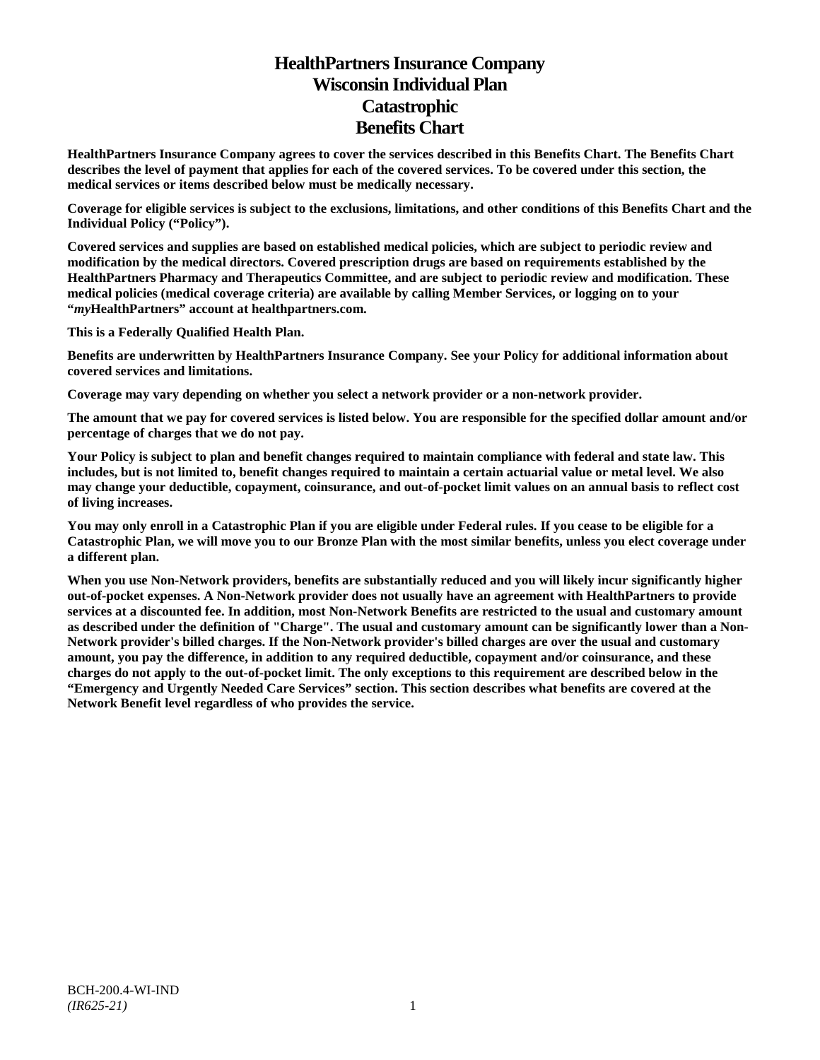# HealthPartners Insurance Company
# Wisconsin Individual Plan
# Catastrophic
# Benefits Chart

**HealthPartners Insurance Company agrees to cover the services described in this Benefits Chart. The Benefits Chart describes the level of payment that applies for each of the covered services. To be covered under this section, the medical services or items described below must be medically necessary.**

**Coverage for eligible services is subject to the exclusions, limitations, and other conditions of this Benefits Chart and the Individual Policy ("Policy").**

**Covered services and supplies are based on established medical policies, which are subject to periodic review and modification by the medical directors. Covered prescription drugs are based on requirements established by the HealthPartners Pharmacy and Therapeutics Committee, and are subject to periodic review and modification. These medical policies (medical coverage criteria) are available by calling Member Services, or logging on to your "*my*HealthPartners" account at healthpartners.com.**

**This is a Federally Qualified Health Plan.**

**Benefits are underwritten by HealthPartners Insurance Company. See your Policy for additional information about covered services and limitations.**

**Coverage may vary depending on whether you select a network provider or a non-network provider.**

**The amount that we pay for covered services is listed below. You are responsible for the specified dollar amount and/or percentage of charges that we do not pay.**

**Your Policy is subject to plan and benefit changes required to maintain compliance with federal and state law. This includes, but is not limited to, benefit changes required to maintain a certain actuarial value or metal level. We also may change your deductible, copayment, coinsurance, and out-of-pocket limit values on an annual basis to reflect cost of living increases.**

**You may only enroll in a Catastrophic Plan if you are eligible under Federal rules. If you cease to be eligible for a Catastrophic Plan, we will move you to our Bronze Plan with the most similar benefits, unless you elect coverage under a different plan.**

**When you use Non-Network providers, benefits are substantially reduced and you will likely incur significantly higher out-of-pocket expenses. A Non-Network provider does not usually have an agreement with HealthPartners to provide services at a discounted fee. In addition, most Non-Network Benefits are restricted to the usual and customary amount as described under the definition of "Charge". The usual and customary amount can be significantly lower than a Non-Network provider's billed charges. If the Non-Network provider's billed charges are over the usual and customary amount, you pay the difference, in addition to any required deductible, copayment and/or coinsurance, and these charges do not apply to the out-of-pocket limit. The only exceptions to this requirement are described below in the "Emergency and Urgently Needed Care Services" section. This section describes what benefits are covered at the Network Benefit level regardless of who provides the service.**

BCH-200.4-WI-IND
*(IR625-21)*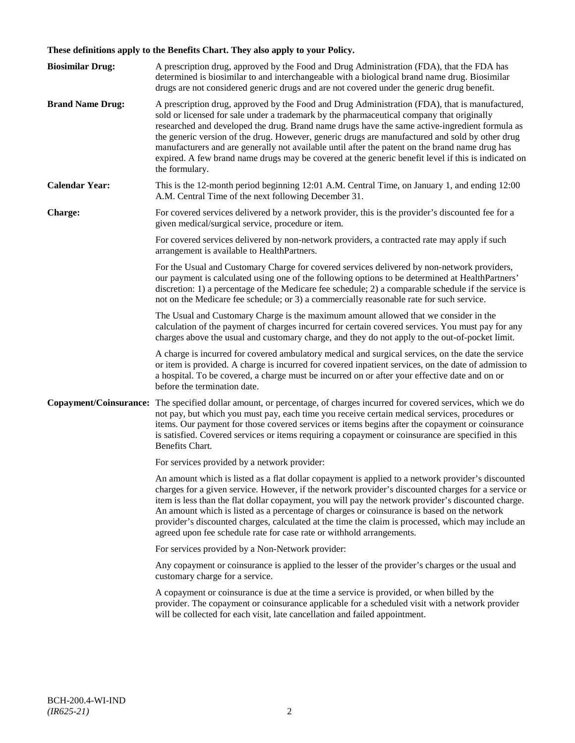**These definitions apply to the Benefits Chart. They also apply to your Policy.**

**Biosimilar Drug:** A prescription drug, approved by the Food and Drug Administration (FDA), that the FDA has determined is biosimilar to and interchangeable with a biological brand name drug. Biosimilar drugs are not considered generic drugs and are not covered under the generic drug benefit.

**Brand Name Drug:** A prescription drug, approved by the Food and Drug Administration (FDA), that is manufactured, sold or licensed for sale under a trademark by the pharmaceutical company that originally researched and developed the drug. Brand name drugs have the same active-ingredient formula as the generic version of the drug. However, generic drugs are manufactured and sold by other drug manufacturers and are generally not available until after the patent on the brand name drug has expired. A few brand name drugs may be covered at the generic benefit level if this is indicated on the formulary.

**Calendar Year:** This is the 12-month period beginning 12:01 A.M. Central Time, on January 1, and ending 12:00 A.M. Central Time of the next following December 31.

**Charge:** For covered services delivered by a network provider, this is the provider's discounted fee for a given medical/surgical service, procedure or item.

For covered services delivered by non-network providers, a contracted rate may apply if such arrangement is available to HealthPartners.

For the Usual and Customary Charge for covered services delivered by non-network providers, our payment is calculated using one of the following options to be determined at HealthPartners' discretion: 1) a percentage of the Medicare fee schedule; 2) a comparable schedule if the service is not on the Medicare fee schedule; or 3) a commercially reasonable rate for such service.

The Usual and Customary Charge is the maximum amount allowed that we consider in the calculation of the payment of charges incurred for certain covered services. You must pay for any charges above the usual and customary charge, and they do not apply to the out-of-pocket limit.

A charge is incurred for covered ambulatory medical and surgical services, on the date the service or item is provided. A charge is incurred for covered inpatient services, on the date of admission to a hospital. To be covered, a charge must be incurred on or after your effective date and on or before the termination date.

**Copayment/Coinsurance:** The specified dollar amount, or percentage, of charges incurred for covered services, which we do not pay, but which you must pay, each time you receive certain medical services, procedures or items. Our payment for those covered services or items begins after the copayment or coinsurance is satisfied. Covered services or items requiring a copayment or coinsurance are specified in this Benefits Chart.

For services provided by a network provider:

An amount which is listed as a flat dollar copayment is applied to a network provider's discounted charges for a given service. However, if the network provider's discounted charges for a service or item is less than the flat dollar copayment, you will pay the network provider's discounted charge. An amount which is listed as a percentage of charges or coinsurance is based on the network provider's discounted charges, calculated at the time the claim is processed, which may include an agreed upon fee schedule rate for case rate or withhold arrangements.

For services provided by a Non-Network provider:

Any copayment or coinsurance is applied to the lesser of the provider's charges or the usual and customary charge for a service.

A copayment or coinsurance is due at the time a service is provided, or when billed by the provider. The copayment or coinsurance applicable for a scheduled visit with a network provider will be collected for each visit, late cancellation and failed appointment.

BCH-200.4-WI-IND
*(IR625-21)*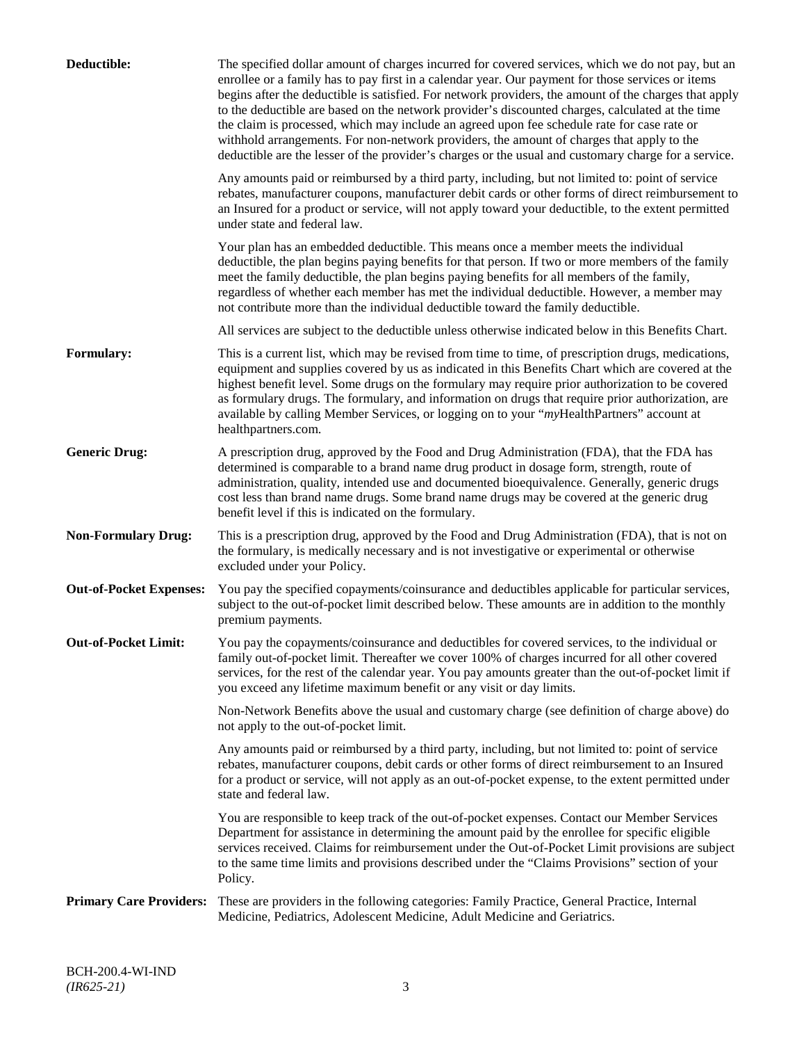**Deductible:** The specified dollar amount of charges incurred for covered services, which we do not pay, but an enrollee or a family has to pay first in a calendar year. Our payment for those services or items begins after the deductible is satisfied. For network providers, the amount of the charges that apply to the deductible are based on the network provider's discounted charges, calculated at the time the claim is processed, which may include an agreed upon fee schedule rate for case rate or withhold arrangements. For non-network providers, the amount of charges that apply to the deductible are the lesser of the provider's charges or the usual and customary charge for a service.

Any amounts paid or reimbursed by a third party, including, but not limited to: point of service rebates, manufacturer coupons, manufacturer debit cards or other forms of direct reimbursement to an Insured for a product or service, will not apply toward your deductible, to the extent permitted under state and federal law.

Your plan has an embedded deductible. This means once a member meets the individual deductible, the plan begins paying benefits for that person. If two or more members of the family meet the family deductible, the plan begins paying benefits for all members of the family, regardless of whether each member has met the individual deductible. However, a member may not contribute more than the individual deductible toward the family deductible.

All services are subject to the deductible unless otherwise indicated below in this Benefits Chart.

**Formulary:** This is a current list, which may be revised from time to time, of prescription drugs, medications, equipment and supplies covered by us as indicated in this Benefits Chart which are covered at the highest benefit level. Some drugs on the formulary may require prior authorization to be covered as formulary drugs. The formulary, and information on drugs that require prior authorization, are available by calling Member Services, or logging on to your "*my*HealthPartners" account at healthpartners.com.

**Generic Drug:** A prescription drug, approved by the Food and Drug Administration (FDA), that the FDA has determined is comparable to a brand name drug product in dosage form, strength, route of administration, quality, intended use and documented bioequivalence. Generally, generic drugs cost less than brand name drugs. Some brand name drugs may be covered at the generic drug benefit level if this is indicated on the formulary.

**Non-Formulary Drug:** This is a prescription drug, approved by the Food and Drug Administration (FDA), that is not on the formulary, is medically necessary and is not investigative or experimental or otherwise excluded under your Policy.

**Out-of-Pocket Expenses:** You pay the specified copayments/coinsurance and deductibles applicable for particular services, subject to the out-of-pocket limit described below. These amounts are in addition to the monthly premium payments.

**Out-of-Pocket Limit:** You pay the copayments/coinsurance and deductibles for covered services, to the individual or family out-of-pocket limit. Thereafter we cover 100% of charges incurred for all other covered services, for the rest of the calendar year. You pay amounts greater than the out-of-pocket limit if you exceed any lifetime maximum benefit or any visit or day limits.

Non-Network Benefits above the usual and customary charge (see definition of charge above) do not apply to the out-of-pocket limit.

Any amounts paid or reimbursed by a third party, including, but not limited to: point of service rebates, manufacturer coupons, debit cards or other forms of direct reimbursement to an Insured for a product or service, will not apply as an out-of-pocket expense, to the extent permitted under state and federal law.

You are responsible to keep track of the out-of-pocket expenses. Contact our Member Services Department for assistance in determining the amount paid by the enrollee for specific eligible services received. Claims for reimbursement under the Out-of-Pocket Limit provisions are subject to the same time limits and provisions described under the "Claims Provisions" section of your Policy.

**Primary Care Providers:** These are providers in the following categories: Family Practice, General Practice, Internal Medicine, Pediatrics, Adolescent Medicine, Adult Medicine and Geriatrics.

BCH-200.4-WI-IND
*(IR625-21)*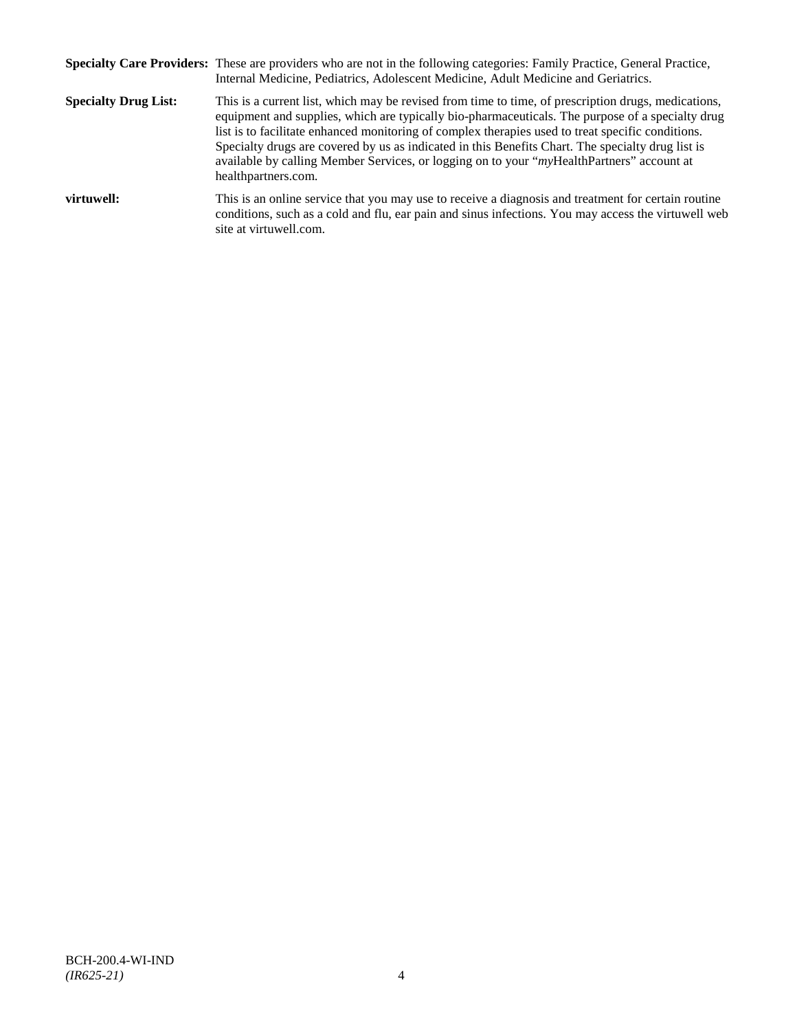**Specialty Care Providers:** These are providers who are not in the following categories: Family Practice, General Practice, Internal Medicine, Pediatrics, Adolescent Medicine, Adult Medicine and Geriatrics.

**Specialty Drug List:** This is a current list, which may be revised from time to time, of prescription drugs, medications, equipment and supplies, which are typically bio-pharmaceuticals. The purpose of a specialty drug list is to facilitate enhanced monitoring of complex therapies used to treat specific conditions. Specialty drugs are covered by us as indicated in this Benefits Chart. The specialty drug list is available by calling Member Services, or logging on to your "*my*HealthPartners" account at healthpartners.com.

**virtuwell:** This is an online service that you may use to receive a diagnosis and treatment for certain routine conditions, such as a cold and flu, ear pain and sinus infections. You may access the virtuwell web site at virtuwell.com.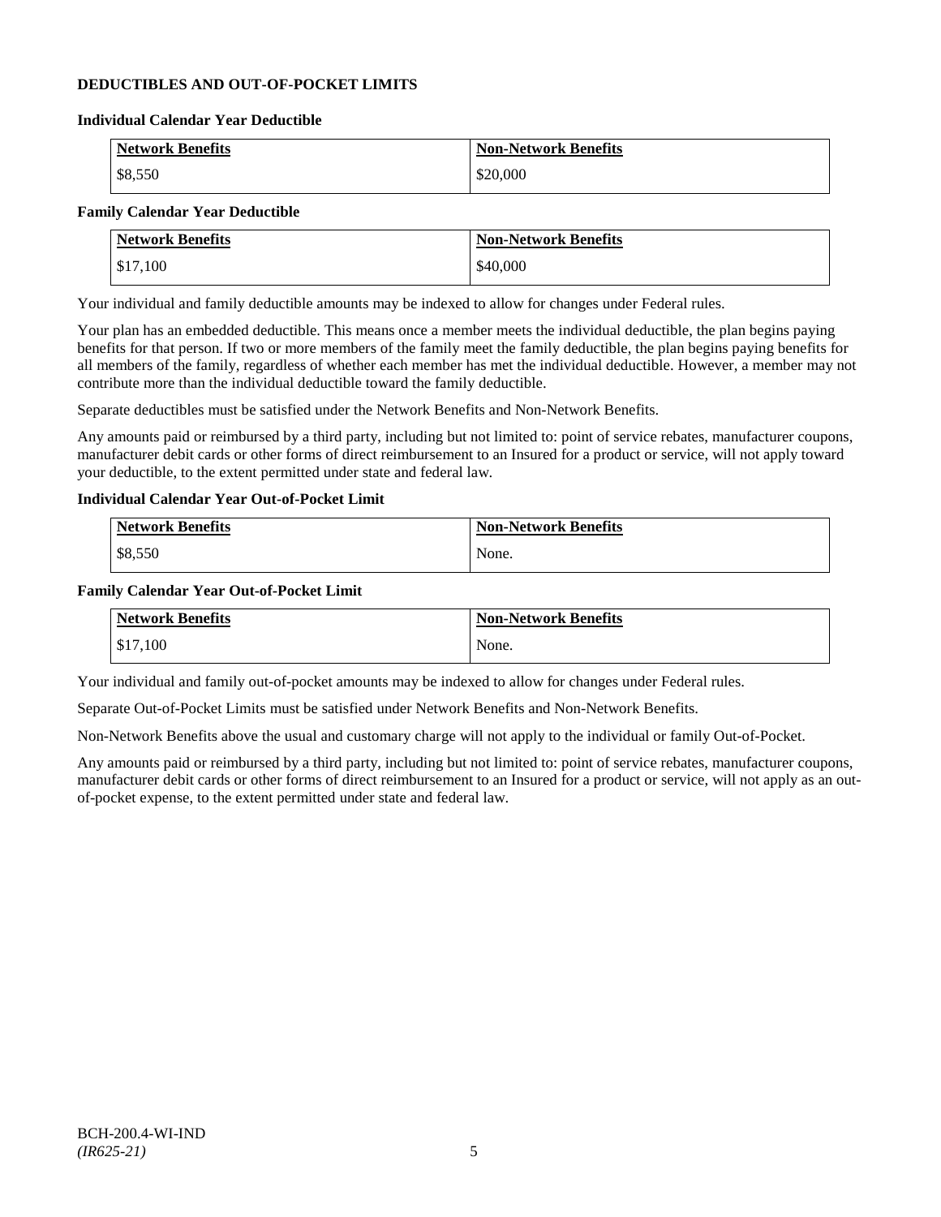## DEDUCTIBLES AND OUT-OF-POCKET LIMITS

### Individual Calendar Year Deductible

| Network Benefits | Non-Network Benefits |
| --- | --- |
| $8,550 | $20,000 |

### Family Calendar Year Deductible

| Network Benefits | Non-Network Benefits |
| --- | --- |
| $17,100 | $40,000 |

Your individual and family deductible amounts may be indexed to allow for changes under Federal rules.

Your plan has an embedded deductible. This means once a member meets the individual deductible, the plan begins paying benefits for that person. If two or more members of the family meet the family deductible, the plan begins paying benefits for all members of the family, regardless of whether each member has met the individual deductible. However, a member may not contribute more than the individual deductible toward the family deductible.

Separate deductibles must be satisfied under the Network Benefits and Non-Network Benefits.

Any amounts paid or reimbursed by a third party, including but not limited to: point of service rebates, manufacturer coupons, manufacturer debit cards or other forms of direct reimbursement to an Insured for a product or service, will not apply toward your deductible, to the extent permitted under state and federal law.

### Individual Calendar Year Out-of-Pocket Limit

| Network Benefits | Non-Network Benefits |
| --- | --- |
| $8,550 | None. |

### Family Calendar Year Out-of-Pocket Limit

| Network Benefits | Non-Network Benefits |
| --- | --- |
| $17,100 | None. |

Your individual and family out-of-pocket amounts may be indexed to allow for changes under Federal rules.

Separate Out-of-Pocket Limits must be satisfied under Network Benefits and Non-Network Benefits.

Non-Network Benefits above the usual and customary charge will not apply to the individual or family Out-of-Pocket.

Any amounts paid or reimbursed by a third party, including but not limited to: point of service rebates, manufacturer coupons, manufacturer debit cards or other forms of direct reimbursement to an Insured for a product or service, will not apply as an out-of-pocket expense, to the extent permitted under state and federal law.

BCH-200.4-WI-IND
*(IR625-21)*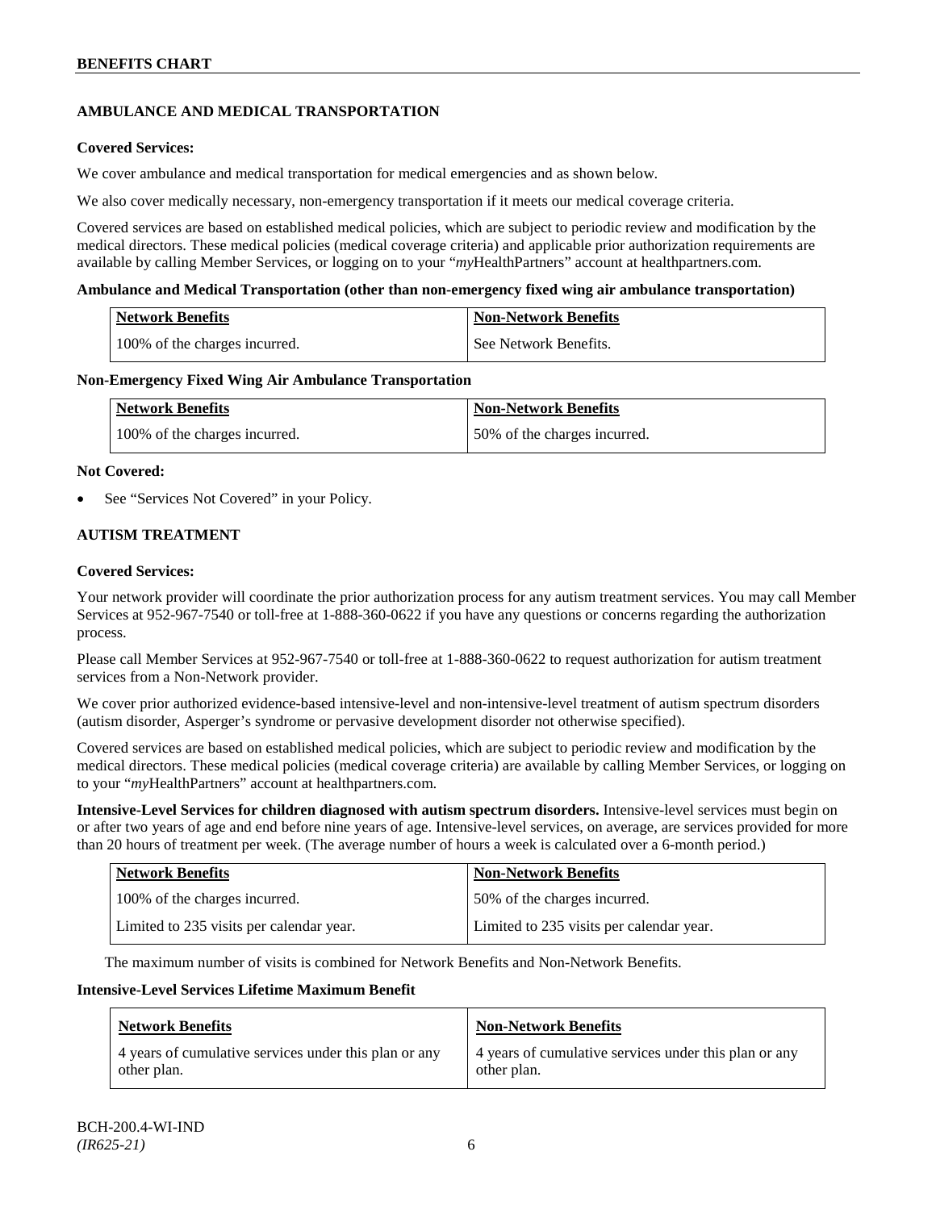## AMBULANCE AND MEDICAL TRANSPORTATION

**Covered Services:**

We cover ambulance and medical transportation for medical emergencies and as shown below.

We also cover medically necessary, non-emergency transportation if it meets our medical coverage criteria.

Covered services are based on established medical policies, which are subject to periodic review and modification by the medical directors. These medical policies (medical coverage criteria) and applicable prior authorization requirements are available by calling Member Services, or logging on to your "*my*HealthPartners" account at healthpartners.com.

**Ambulance and Medical Transportation (other than non-emergency fixed wing air ambulance transportation)**

| Network Benefits | Non-Network Benefits |
|---|---|
| 100% of the charges incurred. | See Network Benefits. |

**Non-Emergency Fixed Wing Air Ambulance Transportation**

| Network Benefits | Non-Network Benefits |
|---|---|
| 100% of the charges incurred. | 50% of the charges incurred. |

**Not Covered:**

- See "Services Not Covered" in your Policy.

## AUTISM TREATMENT

**Covered Services:**

Your network provider will coordinate the prior authorization process for any autism treatment services. You may call Member Services at 952-967-7540 or toll-free at 1-888-360-0622 if you have any questions or concerns regarding the authorization process.

Please call Member Services at 952-967-7540 or toll-free at 1-888-360-0622 to request authorization for autism treatment services from a Non-Network provider.

We cover prior authorized evidence-based intensive-level and non-intensive-level treatment of autism spectrum disorders (autism disorder, Asperger's syndrome or pervasive development disorder not otherwise specified).

Covered services are based on established medical policies, which are subject to periodic review and modification by the medical directors. These medical policies (medical coverage criteria) are available by calling Member Services, or logging on to your "*my*HealthPartners" account at healthpartners.com.

**Intensive-Level Services for children diagnosed with autism spectrum disorders.** Intensive-level services must begin on or after two years of age and end before nine years of age. Intensive-level services, on average, are services provided for more than 20 hours of treatment per week. (The average number of hours a week is calculated over a 6-month period.)

| Network Benefits | Non-Network Benefits |
|---|---|
| 100% of the charges incurred. | 50% of the charges incurred. |
| Limited to 235 visits per calendar year. | Limited to 235 visits per calendar year. |

The maximum number of visits is combined for Network Benefits and Non-Network Benefits.

**Intensive-Level Services Lifetime Maximum Benefit**

| Network Benefits | Non-Network Benefits |
|---|---|
| 4 years of cumulative services under this plan or any other plan. | 4 years of cumulative services under this plan or any other plan. |

BCH-200.4-WI-IND
*(IR625-21)*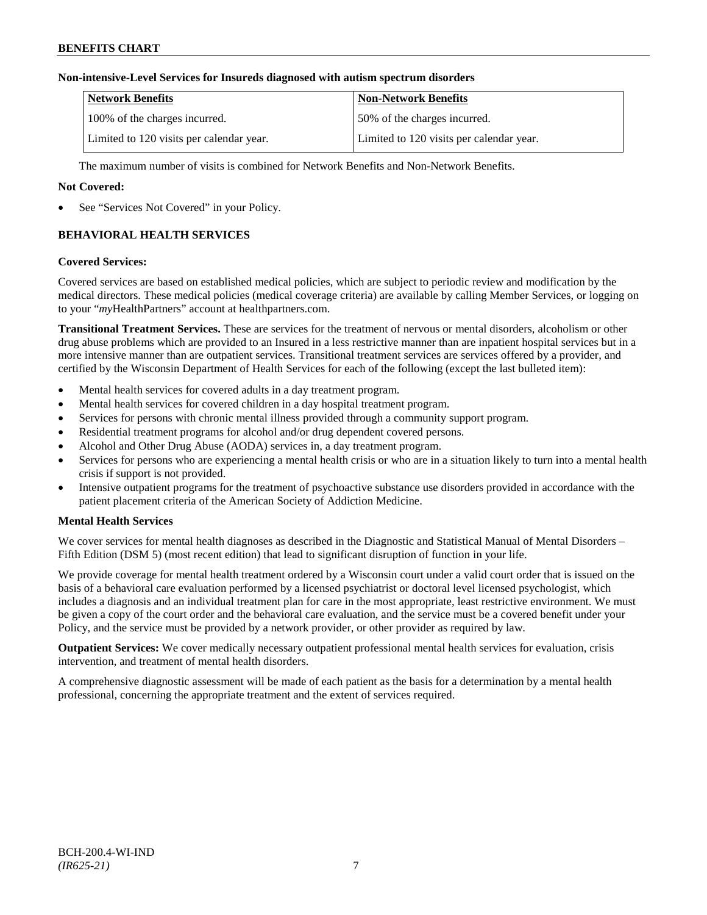**Non-intensive-Level Services for Insureds diagnosed with autism spectrum disorders**

| Network Benefits | Non-Network Benefits |
| --- | --- |
| 100% of the charges incurred. | 50% of the charges incurred. |
| Limited to 120 visits per calendar year. | Limited to 120 visits per calendar year. |

The maximum number of visits is combined for Network Benefits and Non-Network Benefits.

**Not Covered:**

- See "Services Not Covered" in your Policy.

## BEHAVIORAL HEALTH SERVICES

**Covered Services:**

Covered services are based on established medical policies, which are subject to periodic review and modification by the medical directors. These medical policies (medical coverage criteria) are available by calling Member Services, or logging on to your "*my*HealthPartners" account at healthpartners.com.

**Transitional Treatment Services.** These are services for the treatment of nervous or mental disorders, alcoholism or other drug abuse problems which are provided to an Insured in a less restrictive manner than are inpatient hospital services but in a more intensive manner than are outpatient services. Transitional treatment services are services offered by a provider, and certified by the Wisconsin Department of Health Services for each of the following (except the last bulleted item):

- Mental health services for covered adults in a day treatment program.
- Mental health services for covered children in a day hospital treatment program.
- Services for persons with chronic mental illness provided through a community support program.
- Residential treatment programs for alcohol and/or drug dependent covered persons.
- Alcohol and Other Drug Abuse (AODA) services in, a day treatment program.
- Services for persons who are experiencing a mental health crisis or who are in a situation likely to turn into a mental health crisis if support is not provided.
- Intensive outpatient programs for the treatment of psychoactive substance use disorders provided in accordance with the patient placement criteria of the American Society of Addiction Medicine.

**Mental Health Services**

We cover services for mental health diagnoses as described in the Diagnostic and Statistical Manual of Mental Disorders – Fifth Edition (DSM 5) (most recent edition) that lead to significant disruption of function in your life.

We provide coverage for mental health treatment ordered by a Wisconsin court under a valid court order that is issued on the basis of a behavioral care evaluation performed by a licensed psychiatrist or doctoral level licensed psychologist, which includes a diagnosis and an individual treatment plan for care in the most appropriate, least restrictive environment. We must be given a copy of the court order and the behavioral care evaluation, and the service must be a covered benefit under your Policy, and the service must be provided by a network provider, or other provider as required by law.

**Outpatient Services:** We cover medically necessary outpatient professional mental health services for evaluation, crisis intervention, and treatment of mental health disorders.

A comprehensive diagnostic assessment will be made of each patient as the basis for a determination by a mental health professional, concerning the appropriate treatment and the extent of services required.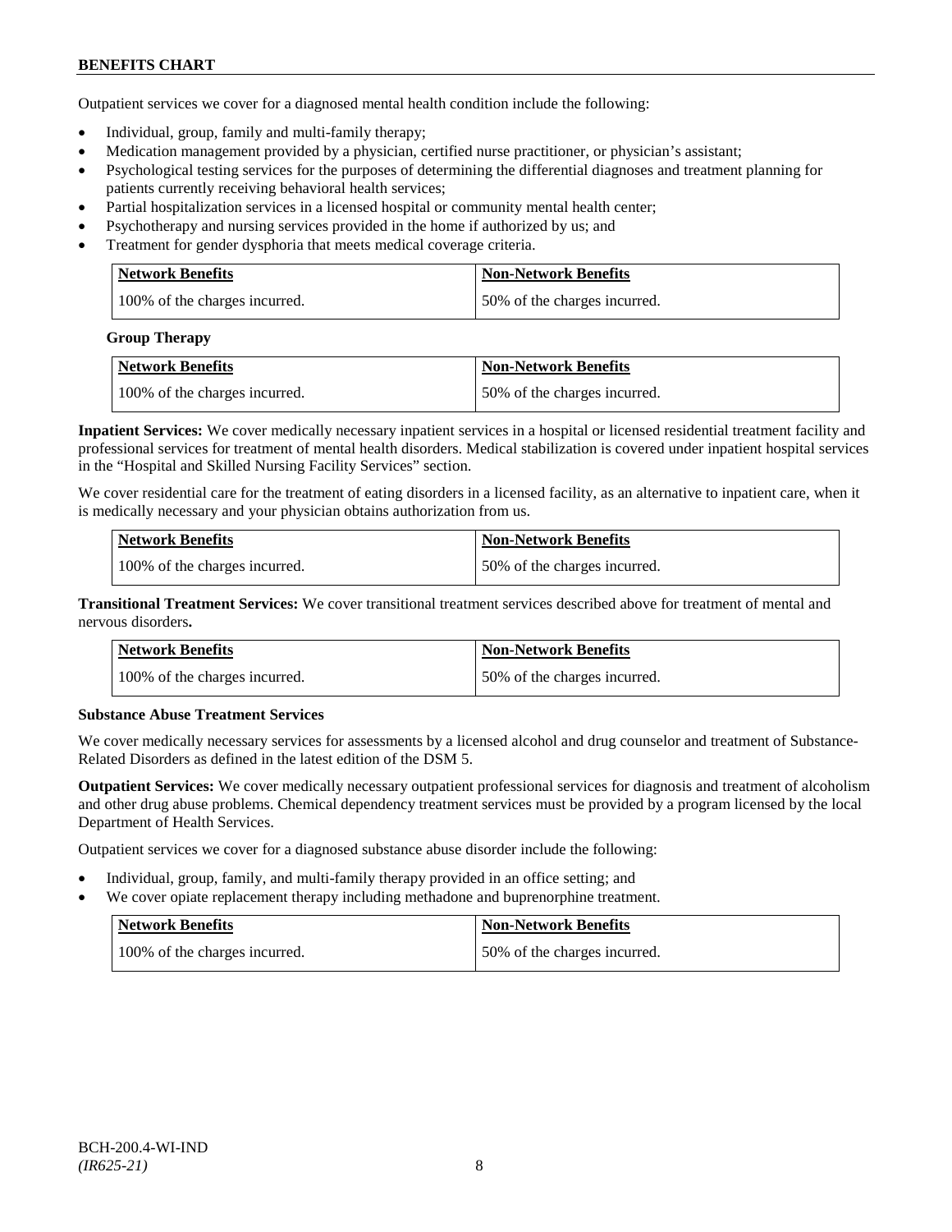Outpatient services we cover for a diagnosed mental health condition include the following:

- Individual, group, family and multi-family therapy;
- Medication management provided by a physician, certified nurse practitioner, or physician's assistant;
- Psychological testing services for the purposes of determining the differential diagnoses and treatment planning for patients currently receiving behavioral health services;
- Partial hospitalization services in a licensed hospital or community mental health center;
- Psychotherapy and nursing services provided in the home if authorized by us; and
- Treatment for gender dysphoria that meets medical coverage criteria.

| Network Benefits | Non-Network Benefits |
| --- | --- |
| 100% of the charges incurred. | 50% of the charges incurred. |

**Group Therapy**

| Network Benefits | Non-Network Benefits |
| --- | --- |
| 100% of the charges incurred. | 50% of the charges incurred. |

**Inpatient Services:** We cover medically necessary inpatient services in a hospital or licensed residential treatment facility and professional services for treatment of mental health disorders. Medical stabilization is covered under inpatient hospital services in the "Hospital and Skilled Nursing Facility Services" section.

We cover residential care for the treatment of eating disorders in a licensed facility, as an alternative to inpatient care, when it is medically necessary and your physician obtains authorization from us.

| Network Benefits | Non-Network Benefits |
| --- | --- |
| 100% of the charges incurred. | 50% of the charges incurred. |

**Transitional Treatment Services:** We cover transitional treatment services described above for treatment of mental and nervous disorders**.**

| Network Benefits | Non-Network Benefits |
| --- | --- |
| 100% of the charges incurred. | 50% of the charges incurred. |

**Substance Abuse Treatment Services**

We cover medically necessary services for assessments by a licensed alcohol and drug counselor and treatment of Substance-Related Disorders as defined in the latest edition of the DSM 5.

**Outpatient Services:** We cover medically necessary outpatient professional services for diagnosis and treatment of alcoholism and other drug abuse problems. Chemical dependency treatment services must be provided by a program licensed by the local Department of Health Services.

Outpatient services we cover for a diagnosed substance abuse disorder include the following:

- Individual, group, family, and multi-family therapy provided in an office setting; and
- We cover opiate replacement therapy including methadone and buprenorphine treatment.

| Network Benefits | Non-Network Benefits |
| --- | --- |
| 100% of the charges incurred. | 50% of the charges incurred. |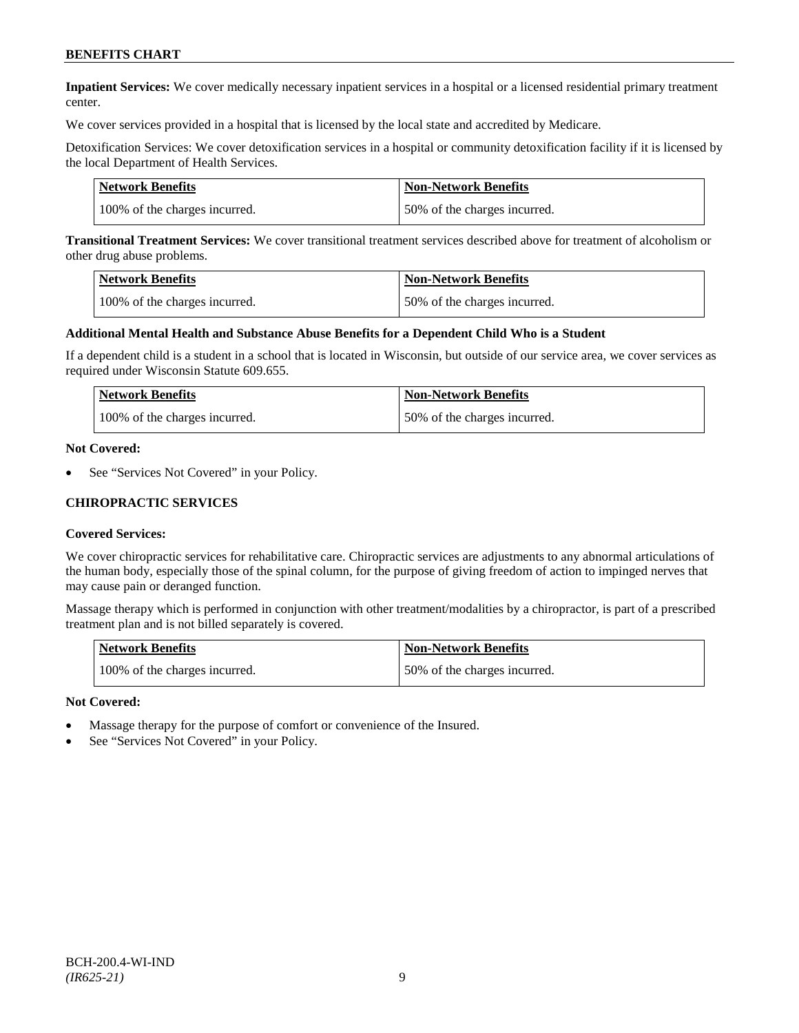**Inpatient Services:** We cover medically necessary inpatient services in a hospital or a licensed residential primary treatment center.

We cover services provided in a hospital that is licensed by the local state and accredited by Medicare.

Detoxification Services: We cover detoxification services in a hospital or community detoxification facility if it is licensed by the local Department of Health Services.

| Network Benefits | Non-Network Benefits |
|---|---|
| 100% of the charges incurred. | 50% of the charges incurred. |

**Transitional Treatment Services:** We cover transitional treatment services described above for treatment of alcoholism or other drug abuse problems.

| Network Benefits | Non-Network Benefits |
|---|---|
| 100% of the charges incurred. | 50% of the charges incurred. |

**Additional Mental Health and Substance Abuse Benefits for a Dependent Child Who is a Student**

If a dependent child is a student in a school that is located in Wisconsin, but outside of our service area, we cover services as required under Wisconsin Statute 609.655.

| Network Benefits | Non-Network Benefits |
|---|---|
| 100% of the charges incurred. | 50% of the charges incurred. |

**Not Covered:**

- See "Services Not Covered" in your Policy.

## CHIROPRACTIC SERVICES

**Covered Services:**

We cover chiropractic services for rehabilitative care. Chiropractic services are adjustments to any abnormal articulations of the human body, especially those of the spinal column, for the purpose of giving freedom of action to impinged nerves that may cause pain or deranged function.

Massage therapy which is performed in conjunction with other treatment/modalities by a chiropractor, is part of a prescribed treatment plan and is not billed separately is covered.

| Network Benefits | Non-Network Benefits |
|---|---|
| 100% of the charges incurred. | 50% of the charges incurred. |

**Not Covered:**

- Massage therapy for the purpose of comfort or convenience of the Insured.
- See "Services Not Covered" in your Policy.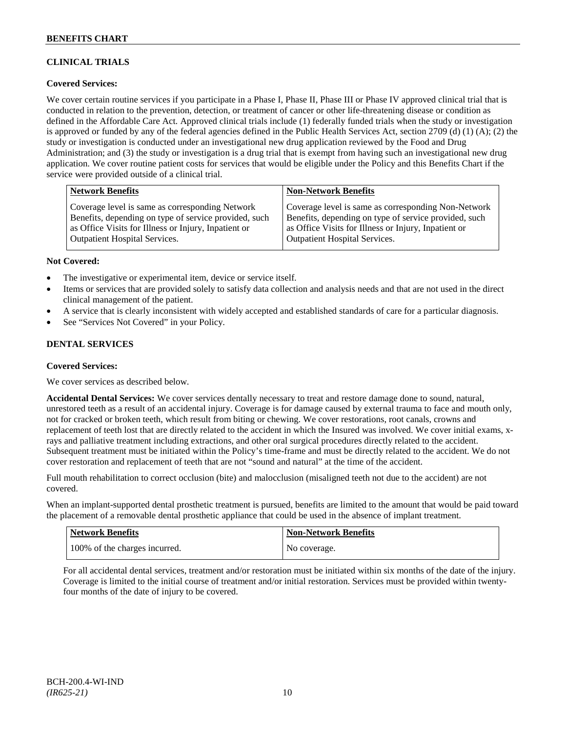## CLINICAL TRIALS

**Covered Services:**

We cover certain routine services if you participate in a Phase I, Phase II, Phase III or Phase IV approved clinical trial that is conducted in relation to the prevention, detection, or treatment of cancer or other life-threatening disease or condition as defined in the Affordable Care Act. Approved clinical trials include (1) federally funded trials when the study or investigation is approved or funded by any of the federal agencies defined in the Public Health Services Act, section 2709 (d) (1) (A); (2) the study or investigation is conducted under an investigational new drug application reviewed by the Food and Drug Administration; and (3) the study or investigation is a drug trial that is exempt from having such an investigational new drug application. We cover routine patient costs for services that would be eligible under the Policy and this Benefits Chart if the service were provided outside of a clinical trial.

| Network Benefits | Non-Network Benefits |
| --- | --- |
| Coverage level is same as corresponding Network Benefits, depending on type of service provided, such as Office Visits for Illness or Injury, Inpatient or Outpatient Hospital Services. | Coverage level is same as corresponding Non-Network Benefits, depending on type of service provided, such as Office Visits for Illness or Injury, Inpatient or Outpatient Hospital Services. |

**Not Covered:**

- The investigative or experimental item, device or service itself.
- Items or services that are provided solely to satisfy data collection and analysis needs and that are not used in the direct clinical management of the patient.
- A service that is clearly inconsistent with widely accepted and established standards of care for a particular diagnosis.
- See "Services Not Covered" in your Policy.

## DENTAL SERVICES

**Covered Services:**

We cover services as described below.

**Accidental Dental Services:** We cover services dentally necessary to treat and restore damage done to sound, natural, unrestored teeth as a result of an accidental injury. Coverage is for damage caused by external trauma to face and mouth only, not for cracked or broken teeth, which result from biting or chewing. We cover restorations, root canals, crowns and replacement of teeth lost that are directly related to the accident in which the Insured was involved. We cover initial exams, x-rays and palliative treatment including extractions, and other oral surgical procedures directly related to the accident. Subsequent treatment must be initiated within the Policy's time-frame and must be directly related to the accident. We do not cover restoration and replacement of teeth that are not "sound and natural" at the time of the accident.

Full mouth rehabilitation to correct occlusion (bite) and malocclusion (misaligned teeth not due to the accident) are not covered.

When an implant-supported dental prosthetic treatment is pursued, benefits are limited to the amount that would be paid toward the placement of a removable dental prosthetic appliance that could be used in the absence of implant treatment.

| Network Benefits | Non-Network Benefits |
| --- | --- |
| 100% of the charges incurred. | No coverage. |

For all accidental dental services, treatment and/or restoration must be initiated within six months of the date of the injury. Coverage is limited to the initial course of treatment and/or initial restoration. Services must be provided within twenty-four months of the date of injury to be covered.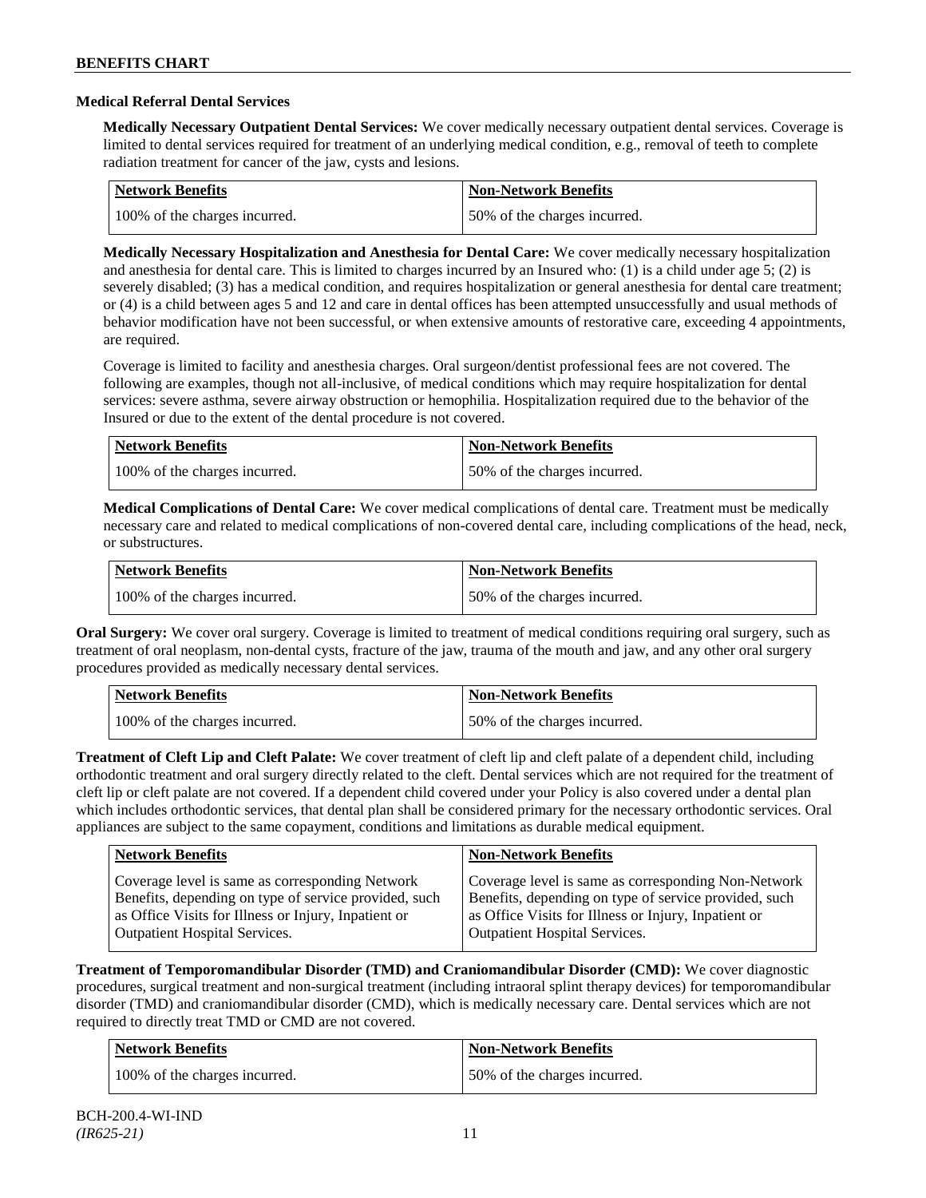### Medical Referral Dental Services

**Medically Necessary Outpatient Dental Services:** We cover medically necessary outpatient dental services. Coverage is limited to dental services required for treatment of an underlying medical condition, e.g., removal of teeth to complete radiation treatment for cancer of the jaw, cysts and lesions.

| Network Benefits | Non-Network Benefits |
| --- | --- |
| 100% of the charges incurred. | 50% of the charges incurred. |

**Medically Necessary Hospitalization and Anesthesia for Dental Care:** We cover medically necessary hospitalization and anesthesia for dental care. This is limited to charges incurred by an Insured who: (1) is a child under age 5; (2) is severely disabled; (3) has a medical condition, and requires hospitalization or general anesthesia for dental care treatment; or (4) is a child between ages 5 and 12 and care in dental offices has been attempted unsuccessfully and usual methods of behavior modification have not been successful, or when extensive amounts of restorative care, exceeding 4 appointments, are required.

Coverage is limited to facility and anesthesia charges. Oral surgeon/dentist professional fees are not covered. The following are examples, though not all-inclusive, of medical conditions which may require hospitalization for dental services: severe asthma, severe airway obstruction or hemophilia. Hospitalization required due to the behavior of the Insured or due to the extent of the dental procedure is not covered.

| Network Benefits | Non-Network Benefits |
| --- | --- |
| 100% of the charges incurred. | 50% of the charges incurred. |

**Medical Complications of Dental Care:** We cover medical complications of dental care. Treatment must be medically necessary care and related to medical complications of non-covered dental care, including complications of the head, neck, or substructures.

| Network Benefits | Non-Network Benefits |
| --- | --- |
| 100% of the charges incurred. | 50% of the charges incurred. |

**Oral Surgery:** We cover oral surgery. Coverage is limited to treatment of medical conditions requiring oral surgery, such as treatment of oral neoplasm, non-dental cysts, fracture of the jaw, trauma of the mouth and jaw, and any other oral surgery procedures provided as medically necessary dental services.

| Network Benefits | Non-Network Benefits |
| --- | --- |
| 100% of the charges incurred. | 50% of the charges incurred. |

**Treatment of Cleft Lip and Cleft Palate:** We cover treatment of cleft lip and cleft palate of a dependent child, including orthodontic treatment and oral surgery directly related to the cleft. Dental services which are not required for the treatment of cleft lip or cleft palate are not covered. If a dependent child covered under your Policy is also covered under a dental plan which includes orthodontic services, that dental plan shall be considered primary for the necessary orthodontic services. Oral appliances are subject to the same copayment, conditions and limitations as durable medical equipment.

| Network Benefits | Non-Network Benefits |
| --- | --- |
| Coverage level is same as corresponding Network Benefits, depending on type of service provided, such as Office Visits for Illness or Injury, Inpatient or Outpatient Hospital Services. | Coverage level is same as corresponding Non-Network Benefits, depending on type of service provided, such as Office Visits for Illness or Injury, Inpatient or Outpatient Hospital Services. |

**Treatment of Temporomandibular Disorder (TMD) and Craniomandibular Disorder (CMD):** We cover diagnostic procedures, surgical treatment and non-surgical treatment (including intraoral splint therapy devices) for temporomandibular disorder (TMD) and craniomandibular disorder (CMD), which is medically necessary care. Dental services which are not required to directly treat TMD or CMD are not covered.

| Network Benefits | Non-Network Benefits |
| --- | --- |
| 100% of the charges incurred. | 50% of the charges incurred. |

BCH-200.4-WI-IND
*(IR625-21)*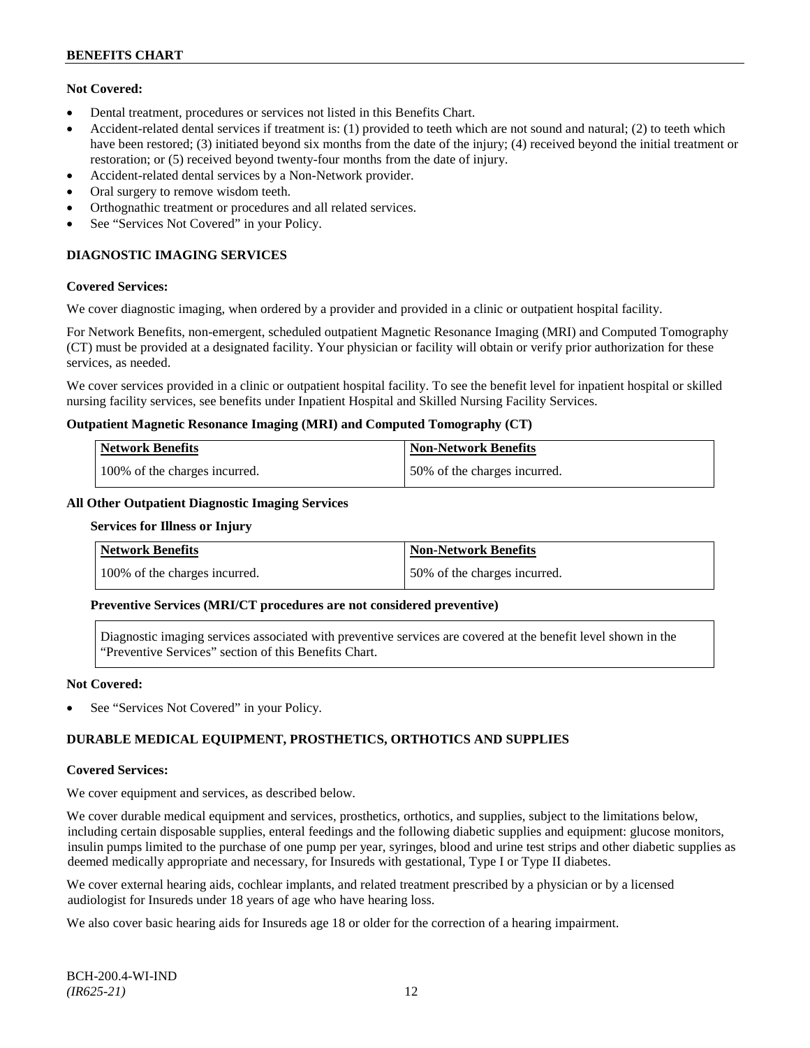**Not Covered:**

- Dental treatment, procedures or services not listed in this Benefits Chart.
- Accident-related dental services if treatment is: (1) provided to teeth which are not sound and natural; (2) to teeth which have been restored; (3) initiated beyond six months from the date of the injury; (4) received beyond the initial treatment or restoration; or (5) received beyond twenty-four months from the date of injury.
- Accident-related dental services by a Non-Network provider.
- Oral surgery to remove wisdom teeth.
- Orthognathic treatment or procedures and all related services.
- See "Services Not Covered" in your Policy.

## DIAGNOSTIC IMAGING SERVICES

**Covered Services:**

We cover diagnostic imaging, when ordered by a provider and provided in a clinic or outpatient hospital facility.

For Network Benefits, non-emergent, scheduled outpatient Magnetic Resonance Imaging (MRI) and Computed Tomography (CT) must be provided at a designated facility. Your physician or facility will obtain or verify prior authorization for these services, as needed.

We cover services provided in a clinic or outpatient hospital facility. To see the benefit level for inpatient hospital or skilled nursing facility services, see benefits under Inpatient Hospital and Skilled Nursing Facility Services.

**Outpatient Magnetic Resonance Imaging (MRI) and Computed Tomography (CT)**

| Network Benefits | Non-Network Benefits |
|---|---|
| 100% of the charges incurred. | 50% of the charges incurred. |

**All Other Outpatient Diagnostic Imaging Services**

**Services for Illness or Injury**

| Network Benefits | Non-Network Benefits |
|---|---|
| 100% of the charges incurred. | 50% of the charges incurred. |

**Preventive Services (MRI/CT procedures are not considered preventive)**

Diagnostic imaging services associated with preventive services are covered at the benefit level shown in the "Preventive Services" section of this Benefits Chart.

**Not Covered:**

- See "Services Not Covered" in your Policy.

## DURABLE MEDICAL EQUIPMENT, PROSTHETICS, ORTHOTICS AND SUPPLIES

**Covered Services:**

We cover equipment and services, as described below.

We cover durable medical equipment and services, prosthetics, orthotics, and supplies, subject to the limitations below, including certain disposable supplies, enteral feedings and the following diabetic supplies and equipment: glucose monitors, insulin pumps limited to the purchase of one pump per year, syringes, blood and urine test strips and other diabetic supplies as deemed medically appropriate and necessary, for Insureds with gestational, Type I or Type II diabetes.

We cover external hearing aids, cochlear implants, and related treatment prescribed by a physician or by a licensed audiologist for Insureds under 18 years of age who have hearing loss.

We also cover basic hearing aids for Insureds age 18 or older for the correction of a hearing impairment.

BCH-200.4-WI-IND
*(IR625-21)*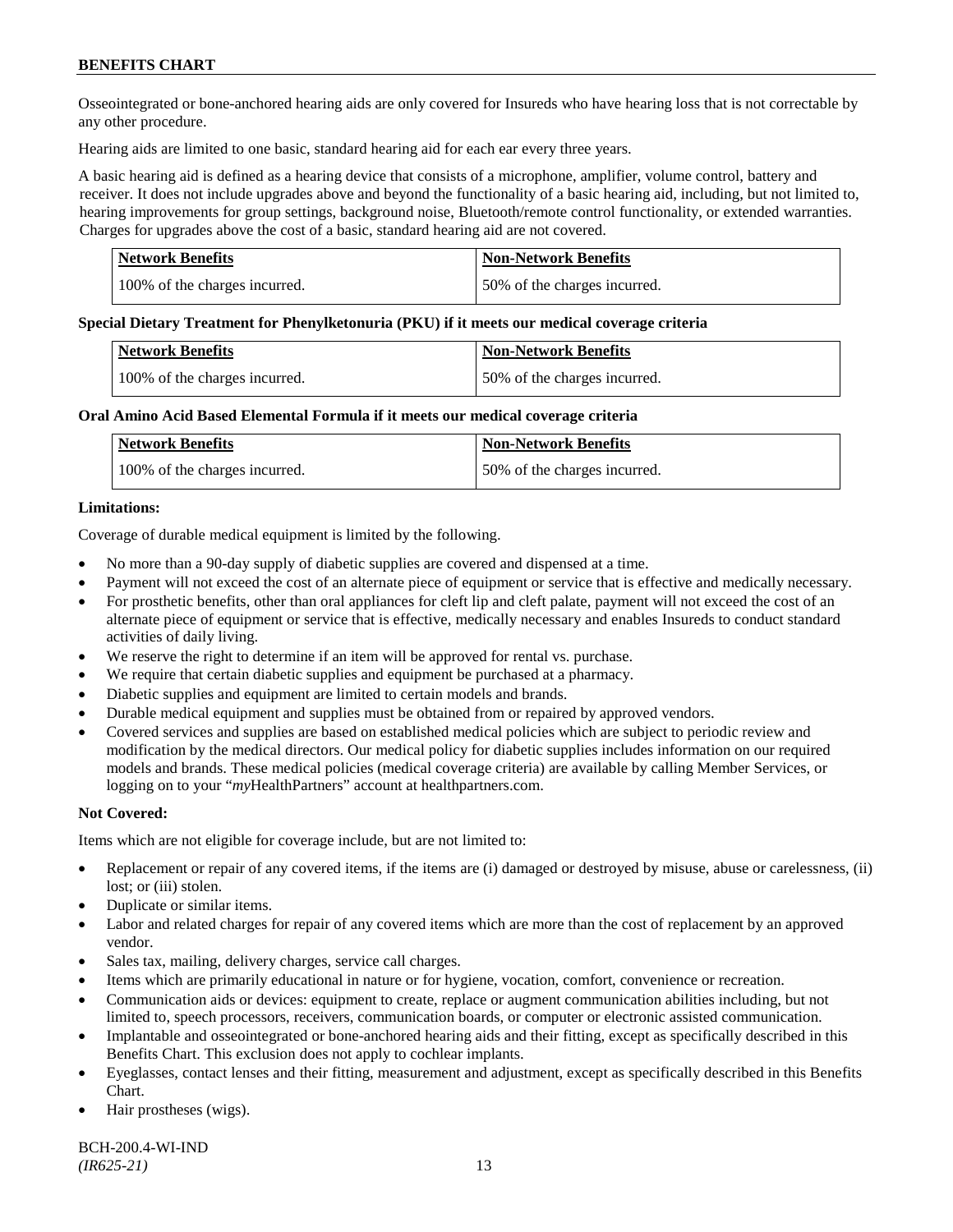Osseointegrated or bone-anchored hearing aids are only covered for Insureds who have hearing loss that is not correctable by any other procedure.

Hearing aids are limited to one basic, standard hearing aid for each ear every three years.

A basic hearing aid is defined as a hearing device that consists of a microphone, amplifier, volume control, battery and receiver. It does not include upgrades above and beyond the functionality of a basic hearing aid, including, but not limited to, hearing improvements for group settings, background noise, Bluetooth/remote control functionality, or extended warranties. Charges for upgrades above the cost of a basic, standard hearing aid are not covered.

| Network Benefits | Non-Network Benefits |
|---|---|
| 100% of the charges incurred. | 50% of the charges incurred. |

**Special Dietary Treatment for Phenylketonuria (PKU) if it meets our medical coverage criteria**

| Network Benefits | Non-Network Benefits |
|---|---|
| 100% of the charges incurred. | 50% of the charges incurred. |

**Oral Amino Acid Based Elemental Formula if it meets our medical coverage criteria**

| Network Benefits | Non-Network Benefits |
|---|---|
| 100% of the charges incurred. | 50% of the charges incurred. |

**Limitations:**

Coverage of durable medical equipment is limited by the following.

- No more than a 90-day supply of diabetic supplies are covered and dispensed at a time.
- Payment will not exceed the cost of an alternate piece of equipment or service that is effective and medically necessary.
- For prosthetic benefits, other than oral appliances for cleft lip and cleft palate, payment will not exceed the cost of an alternate piece of equipment or service that is effective, medically necessary and enables Insureds to conduct standard activities of daily living.
- We reserve the right to determine if an item will be approved for rental vs. purchase.
- We require that certain diabetic supplies and equipment be purchased at a pharmacy.
- Diabetic supplies and equipment are limited to certain models and brands.
- Durable medical equipment and supplies must be obtained from or repaired by approved vendors.
- Covered services and supplies are based on established medical policies which are subject to periodic review and modification by the medical directors. Our medical policy for diabetic supplies includes information on our required models and brands. These medical policies (medical coverage criteria) are available by calling Member Services, or logging on to your "*my*HealthPartners" account at healthpartners.com.

**Not Covered:**

Items which are not eligible for coverage include, but are not limited to:

- Replacement or repair of any covered items, if the items are (i) damaged or destroyed by misuse, abuse or carelessness, (ii) lost; or (iii) stolen.
- Duplicate or similar items.
- Labor and related charges for repair of any covered items which are more than the cost of replacement by an approved vendor.
- Sales tax, mailing, delivery charges, service call charges.
- Items which are primarily educational in nature or for hygiene, vocation, comfort, convenience or recreation.
- Communication aids or devices: equipment to create, replace or augment communication abilities including, but not limited to, speech processors, receivers, communication boards, or computer or electronic assisted communication.
- Implantable and osseointegrated or bone-anchored hearing aids and their fitting, except as specifically described in this Benefits Chart. This exclusion does not apply to cochlear implants.
- Eyeglasses, contact lenses and their fitting, measurement and adjustment, except as specifically described in this Benefits Chart.
- Hair prostheses (wigs).

BCH-200.4-WI-IND
*(IR625-21)*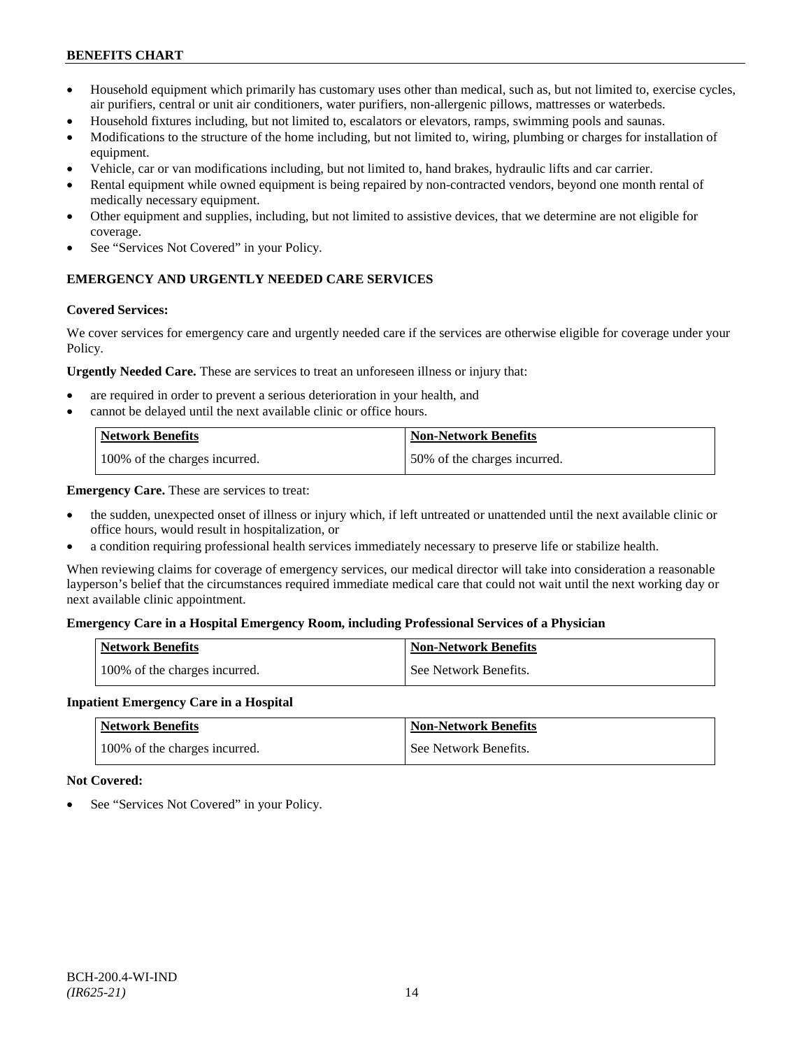- Household equipment which primarily has customary uses other than medical, such as, but not limited to, exercise cycles, air purifiers, central or unit air conditioners, water purifiers, non-allergenic pillows, mattresses or waterbeds.
- Household fixtures including, but not limited to, escalators or elevators, ramps, swimming pools and saunas.
- Modifications to the structure of the home including, but not limited to, wiring, plumbing or charges for installation of equipment.
- Vehicle, car or van modifications including, but not limited to, hand brakes, hydraulic lifts and car carrier.
- Rental equipment while owned equipment is being repaired by non-contracted vendors, beyond one month rental of medically necessary equipment.
- Other equipment and supplies, including, but not limited to assistive devices, that we determine are not eligible for coverage.
- See "Services Not Covered" in your Policy.

## EMERGENCY AND URGENTLY NEEDED CARE SERVICES

**Covered Services:**

We cover services for emergency care and urgently needed care if the services are otherwise eligible for coverage under your Policy.

**Urgently Needed Care.** These are services to treat an unforeseen illness or injury that:

- are required in order to prevent a serious deterioration in your health, and
- cannot be delayed until the next available clinic or office hours.

| Network Benefits | Non-Network Benefits |
|---|---|
| 100% of the charges incurred. | 50% of the charges incurred. |

**Emergency Care.** These are services to treat:

- the sudden, unexpected onset of illness or injury which, if left untreated or unattended until the next available clinic or office hours, would result in hospitalization, or
- a condition requiring professional health services immediately necessary to preserve life or stabilize health.

When reviewing claims for coverage of emergency services, our medical director will take into consideration a reasonable layperson's belief that the circumstances required immediate medical care that could not wait until the next working day or next available clinic appointment.

**Emergency Care in a Hospital Emergency Room, including Professional Services of a Physician**

| Network Benefits | Non-Network Benefits |
|---|---|
| 100% of the charges incurred. | See Network Benefits. |

**Inpatient Emergency Care in a Hospital**

| Network Benefits | Non-Network Benefits |
|---|---|
| 100% of the charges incurred. | See Network Benefits. |

**Not Covered:**

- See "Services Not Covered" in your Policy.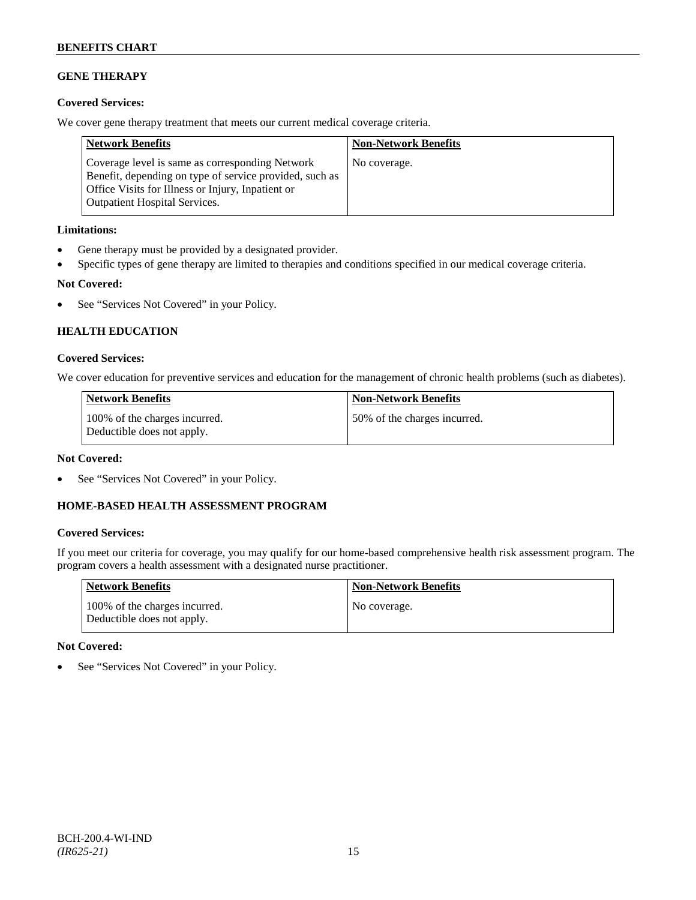## GENE THERAPY

**Covered Services:**

We cover gene therapy treatment that meets our current medical coverage criteria.

| Network Benefits | Non-Network Benefits |
|---|---|
| Coverage level is same as corresponding Network Benefit, depending on type of service provided, such as Office Visits for Illness or Injury, Inpatient or Outpatient Hospital Services. | No coverage. |

**Limitations:**

- Gene therapy must be provided by a designated provider.
- Specific types of gene therapy are limited to therapies and conditions specified in our medical coverage criteria.

**Not Covered:**

- See "Services Not Covered" in your Policy.

## HEALTH EDUCATION

**Covered Services:**

We cover education for preventive services and education for the management of chronic health problems (such as diabetes).

| Network Benefits | Non-Network Benefits |
|---|---|
| 100% of the charges incurred. Deductible does not apply. | 50% of the charges incurred. |

**Not Covered:**

- See "Services Not Covered" in your Policy.

## HOME-BASED HEALTH ASSESSMENT PROGRAM

**Covered Services:**

If you meet our criteria for coverage, you may qualify for our home-based comprehensive health risk assessment program. The program covers a health assessment with a designated nurse practitioner.

| Network Benefits | Non-Network Benefits |
|---|---|
| 100% of the charges incurred. Deductible does not apply. | No coverage. |

**Not Covered:**

- See "Services Not Covered" in your Policy.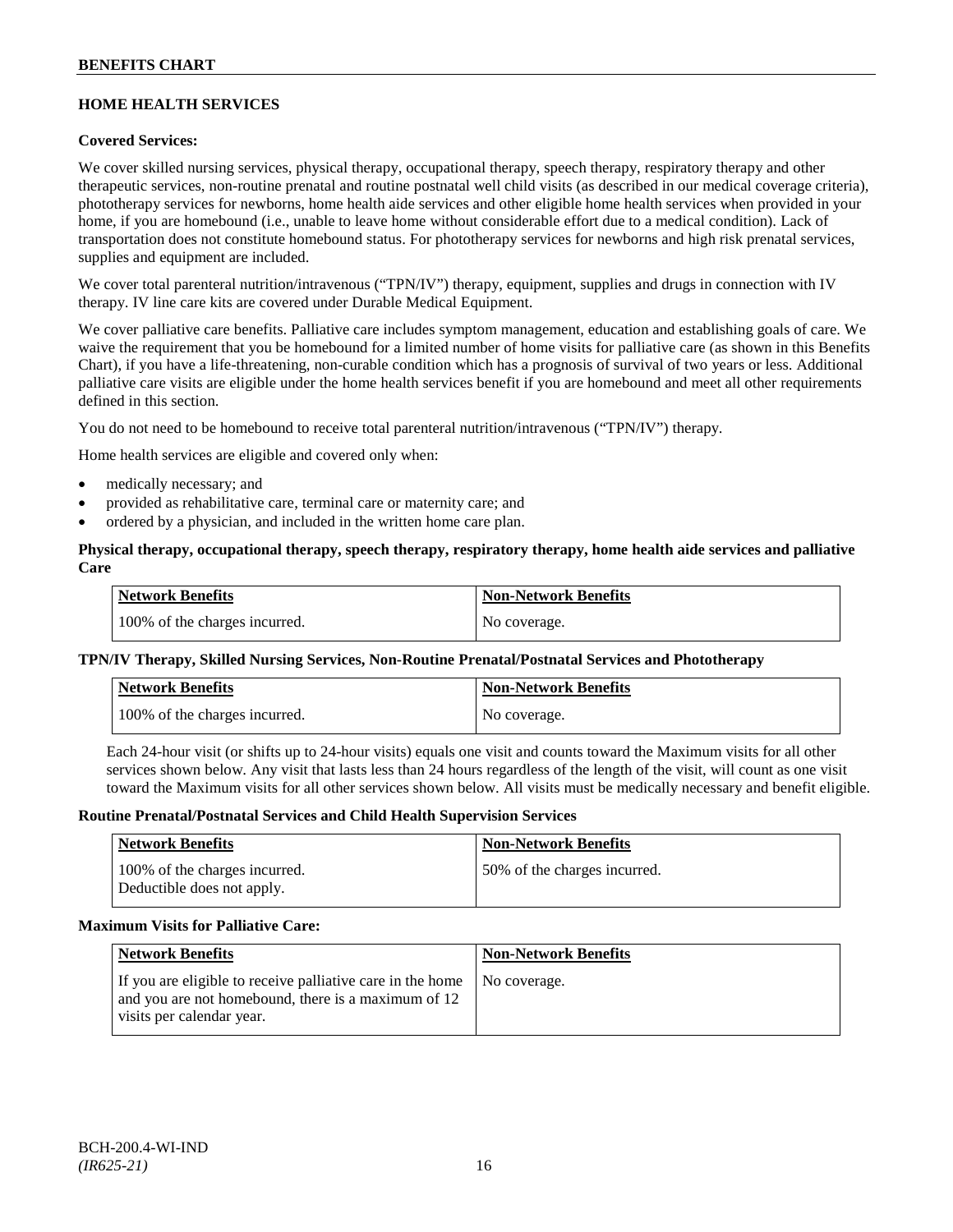## HOME HEALTH SERVICES

### Covered Services:

We cover skilled nursing services, physical therapy, occupational therapy, speech therapy, respiratory therapy and other therapeutic services, non-routine prenatal and routine postnatal well child visits (as described in our medical coverage criteria), phototherapy services for newborns, home health aide services and other eligible home health services when provided in your home, if you are homebound (i.e., unable to leave home without considerable effort due to a medical condition). Lack of transportation does not constitute homebound status. For phototherapy services for newborns and high risk prenatal services, supplies and equipment are included.

We cover total parenteral nutrition/intravenous ("TPN/IV") therapy, equipment, supplies and drugs in connection with IV therapy. IV line care kits are covered under Durable Medical Equipment.

We cover palliative care benefits. Palliative care includes symptom management, education and establishing goals of care. We waive the requirement that you be homebound for a limited number of home visits for palliative care (as shown in this Benefits Chart), if you have a life-threatening, non-curable condition which has a prognosis of survival of two years or less. Additional palliative care visits are eligible under the home health services benefit if you are homebound and meet all other requirements defined in this section.

You do not need to be homebound to receive total parenteral nutrition/intravenous ("TPN/IV") therapy.

Home health services are eligible and covered only when:

- medically necessary; and
- provided as rehabilitative care, terminal care or maternity care; and
- ordered by a physician, and included in the written home care plan.

**Physical therapy, occupational therapy, speech therapy, respiratory therapy, home health aide services and palliative Care**

| Network Benefits | Non-Network Benefits |
|---|---|
| 100% of the charges incurred. | No coverage. |

**TPN/IV Therapy, Skilled Nursing Services, Non-Routine Prenatal/Postnatal Services and Phototherapy**

| Network Benefits | Non-Network Benefits |
|---|---|
| 100% of the charges incurred. | No coverage. |

Each 24-hour visit (or shifts up to 24-hour visits) equals one visit and counts toward the Maximum visits for all other services shown below. Any visit that lasts less than 24 hours regardless of the length of the visit, will count as one visit toward the Maximum visits for all other services shown below. All visits must be medically necessary and benefit eligible.

**Routine Prenatal/Postnatal Services and Child Health Supervision Services**

| Network Benefits | Non-Network Benefits |
|---|---|
| 100% of the charges incurred. Deductible does not apply. | 50% of the charges incurred. |

**Maximum Visits for Palliative Care:**

| Network Benefits | Non-Network Benefits |
|---|---|
| If you are eligible to receive palliative care in the home and you are not homebound, there is a maximum of 12 visits per calendar year. | No coverage. |

BCH-200.4-WI-IND
*(IR625-21)*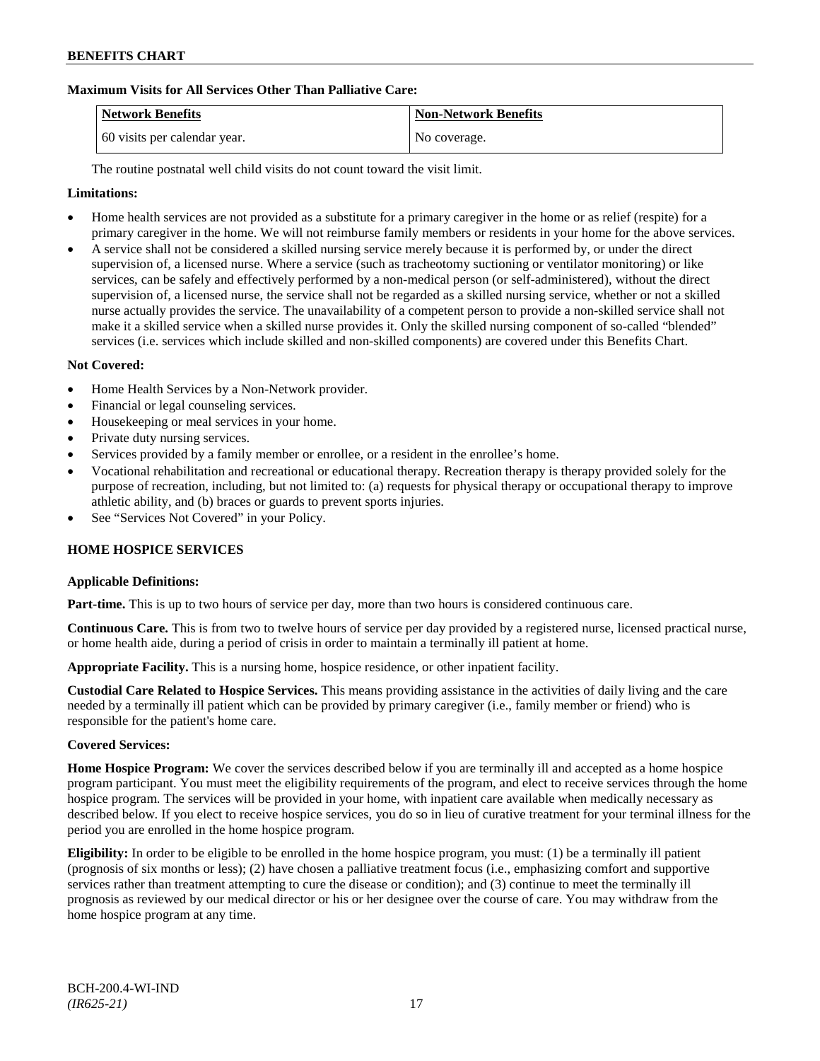**Maximum Visits for All Services Other Than Palliative Care:**

| Network Benefits | Non-Network Benefits |
| --- | --- |
| 60 visits per calendar year. | No coverage. |

The routine postnatal well child visits do not count toward the visit limit.

**Limitations:**

- Home health services are not provided as a substitute for a primary caregiver in the home or as relief (respite) for a primary caregiver in the home. We will not reimburse family members or residents in your home for the above services.
- A service shall not be considered a skilled nursing service merely because it is performed by, or under the direct supervision of, a licensed nurse. Where a service (such as tracheotomy suctioning or ventilator monitoring) or like services, can be safely and effectively performed by a non-medical person (or self-administered), without the direct supervision of, a licensed nurse, the service shall not be regarded as a skilled nursing service, whether or not a skilled nurse actually provides the service. The unavailability of a competent person to provide a non-skilled service shall not make it a skilled service when a skilled nurse provides it. Only the skilled nursing component of so-called "blended" services (i.e. services which include skilled and non-skilled components) are covered under this Benefits Chart.

**Not Covered:**

- Home Health Services by a Non-Network provider.
- Financial or legal counseling services.
- Housekeeping or meal services in your home.
- Private duty nursing services.
- Services provided by a family member or enrollee, or a resident in the enrollee's home.
- Vocational rehabilitation and recreational or educational therapy. Recreation therapy is therapy provided solely for the purpose of recreation, including, but not limited to: (a) requests for physical therapy or occupational therapy to improve athletic ability, and (b) braces or guards to prevent sports injuries.
- See "Services Not Covered" in your Policy.

## HOME HOSPICE SERVICES

**Applicable Definitions:**

**Part-time.** This is up to two hours of service per day, more than two hours is considered continuous care.

**Continuous Care.** This is from two to twelve hours of service per day provided by a registered nurse, licensed practical nurse, or home health aide, during a period of crisis in order to maintain a terminally ill patient at home.

**Appropriate Facility.** This is a nursing home, hospice residence, or other inpatient facility.

**Custodial Care Related to Hospice Services.** This means providing assistance in the activities of daily living and the care needed by a terminally ill patient which can be provided by primary caregiver (i.e., family member or friend) who is responsible for the patient's home care.

**Covered Services:**

**Home Hospice Program:** We cover the services described below if you are terminally ill and accepted as a home hospice program participant. You must meet the eligibility requirements of the program, and elect to receive services through the home hospice program. The services will be provided in your home, with inpatient care available when medically necessary as described below. If you elect to receive hospice services, you do so in lieu of curative treatment for your terminal illness for the period you are enrolled in the home hospice program.

**Eligibility:** In order to be eligible to be enrolled in the home hospice program, you must: (1) be a terminally ill patient (prognosis of six months or less); (2) have chosen a palliative treatment focus (i.e., emphasizing comfort and supportive services rather than treatment attempting to cure the disease or condition); and (3) continue to meet the terminally ill prognosis as reviewed by our medical director or his or her designee over the course of care. You may withdraw from the home hospice program at any time.

BCH-200.4-WI-IND
*(IR625-21)*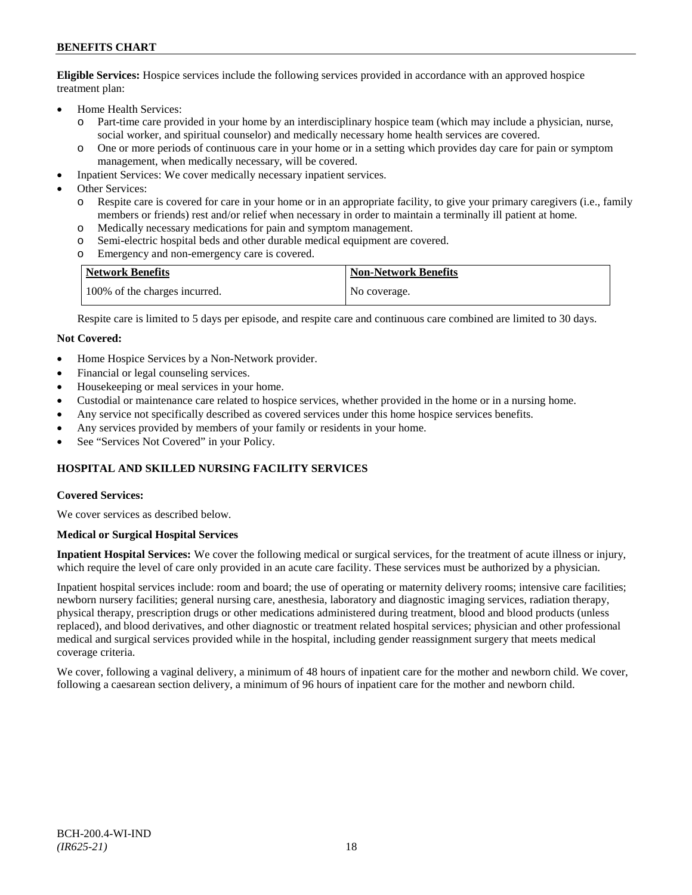**Eligible Services:** Hospice services include the following services provided in accordance with an approved hospice treatment plan:

- Home Health Services:
  - Part-time care provided in your home by an interdisciplinary hospice team (which may include a physician, nurse, social worker, and spiritual counselor) and medically necessary home health services are covered.
  - One or more periods of continuous care in your home or in a setting which provides day care for pain or symptom management, when medically necessary, will be covered.
- Inpatient Services: We cover medically necessary inpatient services.
- Other Services:
  - Respite care is covered for care in your home or in an appropriate facility, to give your primary caregivers (i.e., family members or friends) rest and/or relief when necessary in order to maintain a terminally ill patient at home.
  - Medically necessary medications for pain and symptom management.
  - Semi-electric hospital beds and other durable medical equipment are covered.
  - Emergency and non-emergency care is covered.

| Network Benefits | Non-Network Benefits |
|---|---|
| 100% of the charges incurred. | No coverage. |

Respite care is limited to 5 days per episode, and respite care and continuous care combined are limited to 30 days.

**Not Covered:**

- Home Hospice Services by a Non-Network provider.
- Financial or legal counseling services.
- Housekeeping or meal services in your home.
- Custodial or maintenance care related to hospice services, whether provided in the home or in a nursing home.
- Any service not specifically described as covered services under this home hospice services benefits.
- Any services provided by members of your family or residents in your home.
- See "Services Not Covered" in your Policy.

## HOSPITAL AND SKILLED NURSING FACILITY SERVICES

**Covered Services:**

We cover services as described below.

**Medical or Surgical Hospital Services**

**Inpatient Hospital Services:** We cover the following medical or surgical services, for the treatment of acute illness or injury, which require the level of care only provided in an acute care facility. These services must be authorized by a physician.

Inpatient hospital services include: room and board; the use of operating or maternity delivery rooms; intensive care facilities; newborn nursery facilities; general nursing care, anesthesia, laboratory and diagnostic imaging services, radiation therapy, physical therapy, prescription drugs or other medications administered during treatment, blood and blood products (unless replaced), and blood derivatives, and other diagnostic or treatment related hospital services; physician and other professional medical and surgical services provided while in the hospital, including gender reassignment surgery that meets medical coverage criteria.

We cover, following a vaginal delivery, a minimum of 48 hours of inpatient care for the mother and newborn child. We cover, following a caesarean section delivery, a minimum of 96 hours of inpatient care for the mother and newborn child.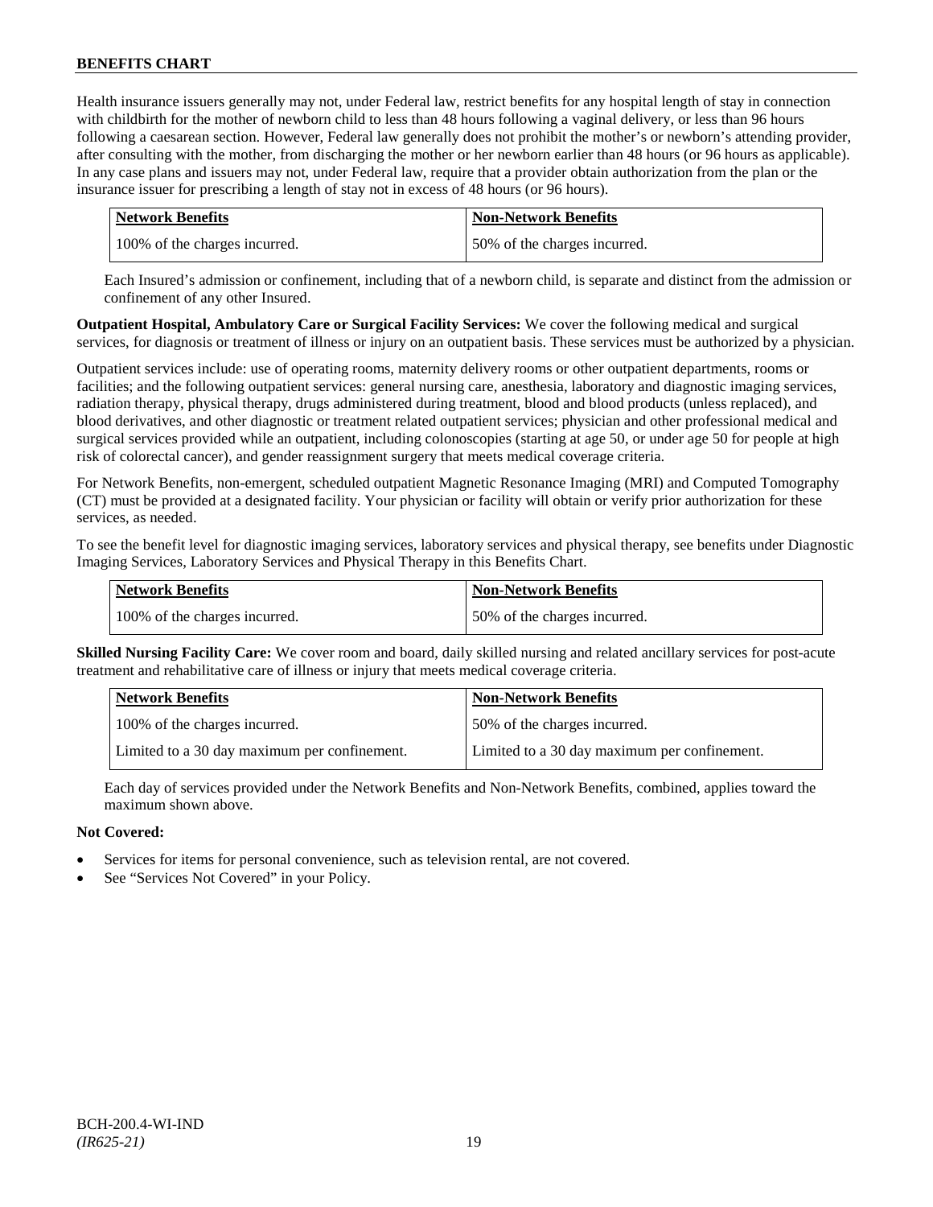Health insurance issuers generally may not, under Federal law, restrict benefits for any hospital length of stay in connection with childbirth for the mother of newborn child to less than 48 hours following a vaginal delivery, or less than 96 hours following a caesarean section. However, Federal law generally does not prohibit the mother's or newborn's attending provider, after consulting with the mother, from discharging the mother or her newborn earlier than 48 hours (or 96 hours as applicable). In any case plans and issuers may not, under Federal law, require that a provider obtain authorization from the plan or the insurance issuer for prescribing a length of stay not in excess of 48 hours (or 96 hours).

| Network Benefits | Non-Network Benefits |
| --- | --- |
| 100% of the charges incurred. | 50% of the charges incurred. |

Each Insured's admission or confinement, including that of a newborn child, is separate and distinct from the admission or confinement of any other Insured.

**Outpatient Hospital, Ambulatory Care or Surgical Facility Services:** We cover the following medical and surgical services, for diagnosis or treatment of illness or injury on an outpatient basis. These services must be authorized by a physician.

Outpatient services include: use of operating rooms, maternity delivery rooms or other outpatient departments, rooms or facilities; and the following outpatient services: general nursing care, anesthesia, laboratory and diagnostic imaging services, radiation therapy, physical therapy, drugs administered during treatment, blood and blood products (unless replaced), and blood derivatives, and other diagnostic or treatment related outpatient services; physician and other professional medical and surgical services provided while an outpatient, including colonoscopies (starting at age 50, or under age 50 for people at high risk of colorectal cancer), and gender reassignment surgery that meets medical coverage criteria.

For Network Benefits, non-emergent, scheduled outpatient Magnetic Resonance Imaging (MRI) and Computed Tomography (CT) must be provided at a designated facility. Your physician or facility will obtain or verify prior authorization for these services, as needed.

To see the benefit level for diagnostic imaging services, laboratory services and physical therapy, see benefits under Diagnostic Imaging Services, Laboratory Services and Physical Therapy in this Benefits Chart.

| Network Benefits | Non-Network Benefits |
| --- | --- |
| 100% of the charges incurred. | 50% of the charges incurred. |

**Skilled Nursing Facility Care:** We cover room and board, daily skilled nursing and related ancillary services for post-acute treatment and rehabilitative care of illness or injury that meets medical coverage criteria.

| Network Benefits | Non-Network Benefits |
| --- | --- |
| 100% of the charges incurred. | 50% of the charges incurred. |
| Limited to a 30 day maximum per confinement. | Limited to a 30 day maximum per confinement. |

Each day of services provided under the Network Benefits and Non-Network Benefits, combined, applies toward the maximum shown above.

**Not Covered:**

- Services for items for personal convenience, such as television rental, are not covered.
- See "Services Not Covered" in your Policy.

BCH-200.4-WI-IND
*(IR625-21)*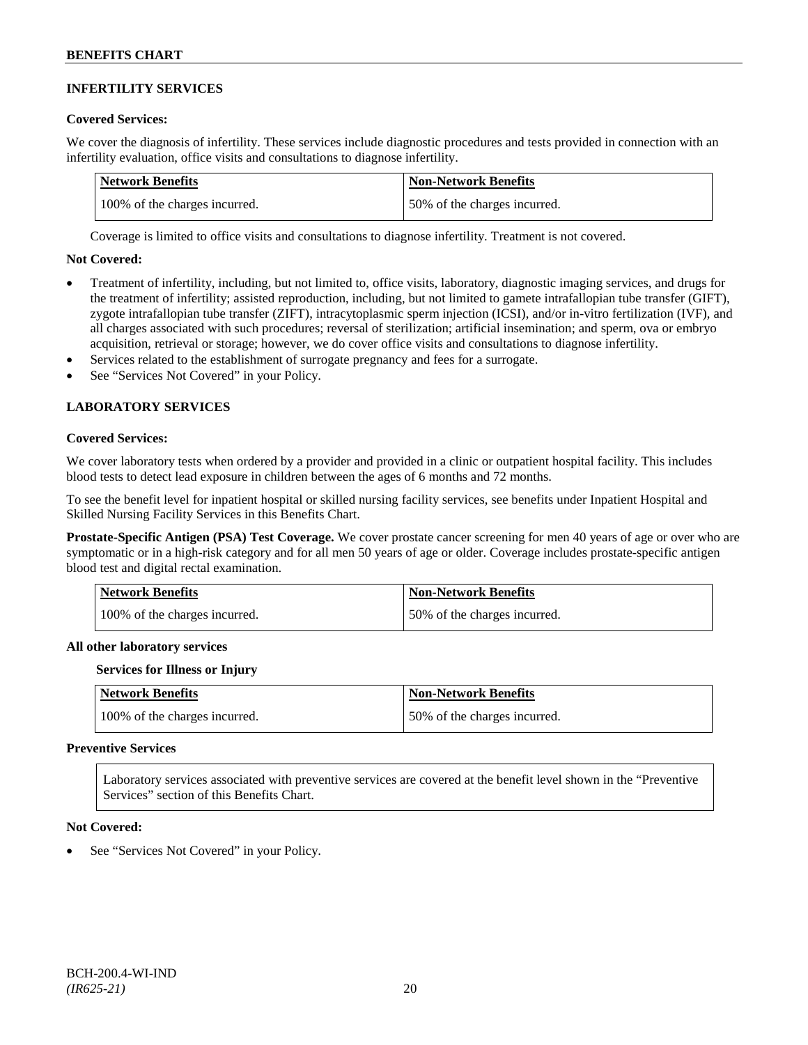## INFERTILITY SERVICES

### Covered Services:

We cover the diagnosis of infertility. These services include diagnostic procedures and tests provided in connection with an infertility evaluation, office visits and consultations to diagnose infertility.

| Network Benefits | Non-Network Benefits |
| --- | --- |
| 100% of the charges incurred. | 50% of the charges incurred. |

Coverage is limited to office visits and consultations to diagnose infertility. Treatment is not covered.

### Not Covered:

- Treatment of infertility, including, but not limited to, office visits, laboratory, diagnostic imaging services, and drugs for the treatment of infertility; assisted reproduction, including, but not limited to gamete intrafallopian tube transfer (GIFT), zygote intrafallopian tube transfer (ZIFT), intracytoplasmic sperm injection (ICSI), and/or in-vitro fertilization (IVF), and all charges associated with such procedures; reversal of sterilization; artificial insemination; and sperm, ova or embryo acquisition, retrieval or storage; however, we do cover office visits and consultations to diagnose infertility.
- Services related to the establishment of surrogate pregnancy and fees for a surrogate.
- See "Services Not Covered" in your Policy.

## LABORATORY SERVICES

### Covered Services:

We cover laboratory tests when ordered by a provider and provided in a clinic or outpatient hospital facility. This includes blood tests to detect lead exposure in children between the ages of 6 months and 72 months.

To see the benefit level for inpatient hospital or skilled nursing facility services, see benefits under Inpatient Hospital and Skilled Nursing Facility Services in this Benefits Chart.

**Prostate-Specific Antigen (PSA) Test Coverage.** We cover prostate cancer screening for men 40 years of age or over who are symptomatic or in a high-risk category and for all men 50 years of age or older. Coverage includes prostate-specific antigen blood test and digital rectal examination.

| Network Benefits | Non-Network Benefits |
| --- | --- |
| 100% of the charges incurred. | 50% of the charges incurred. |

**All other laboratory services**

**Services for Illness or Injury**

| Network Benefits | Non-Network Benefits |
| --- | --- |
| 100% of the charges incurred. | 50% of the charges incurred. |

**Preventive Services**

Laboratory services associated with preventive services are covered at the benefit level shown in the "Preventive Services" section of this Benefits Chart.

### Not Covered:

- See "Services Not Covered" in your Policy.

BCH-200.4-WI-IND
*(IR625-21)*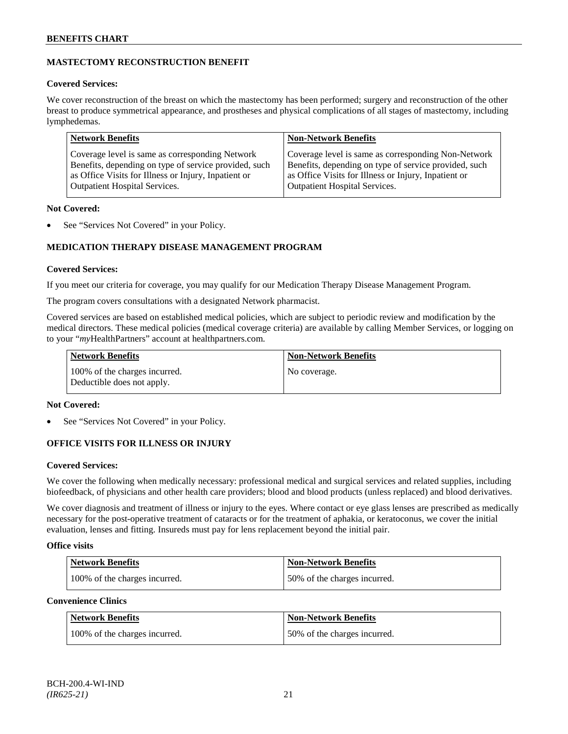## MASTECTOMY RECONSTRUCTION BENEFIT

**Covered Services:**

We cover reconstruction of the breast on which the mastectomy has been performed; surgery and reconstruction of the other breast to produce symmetrical appearance, and prostheses and physical complications of all stages of mastectomy, including lymphedemas.

| Network Benefits | Non-Network Benefits |
|---|---|
| Coverage level is same as corresponding Network Benefits, depending on type of service provided, such as Office Visits for Illness or Injury, Inpatient or Outpatient Hospital Services. | Coverage level is same as corresponding Non-Network Benefits, depending on type of service provided, such as Office Visits for Illness or Injury, Inpatient or Outpatient Hospital Services. |

**Not Covered:**

- See "Services Not Covered" in your Policy.

## MEDICATION THERAPY DISEASE MANAGEMENT PROGRAM

**Covered Services:**

If you meet our criteria for coverage, you may qualify for our Medication Therapy Disease Management Program.

The program covers consultations with a designated Network pharmacist.

Covered services are based on established medical policies, which are subject to periodic review and modification by the medical directors. These medical policies (medical coverage criteria) are available by calling Member Services, or logging on to your "*my*HealthPartners" account at healthpartners.com.

| Network Benefits | Non-Network Benefits |
|---|---|
| 100% of the charges incurred. Deductible does not apply. | No coverage. |

**Not Covered:**

- See "Services Not Covered" in your Policy.

## OFFICE VISITS FOR ILLNESS OR INJURY

**Covered Services:**

We cover the following when medically necessary: professional medical and surgical services and related supplies, including biofeedback, of physicians and other health care providers; blood and blood products (unless replaced) and blood derivatives.

We cover diagnosis and treatment of illness or injury to the eyes. Where contact or eye glass lenses are prescribed as medically necessary for the post-operative treatment of cataracts or for the treatment of aphakia, or keratoconus, we cover the initial evaluation, lenses and fitting. Insureds must pay for lens replacement beyond the initial pair.

**Office visits**

| Network Benefits | Non-Network Benefits |
|---|---|
| 100% of the charges incurred. | 50% of the charges incurred. |

**Convenience Clinics**

| Network Benefits | Non-Network Benefits |
|---|---|
| 100% of the charges incurred. | 50% of the charges incurred. |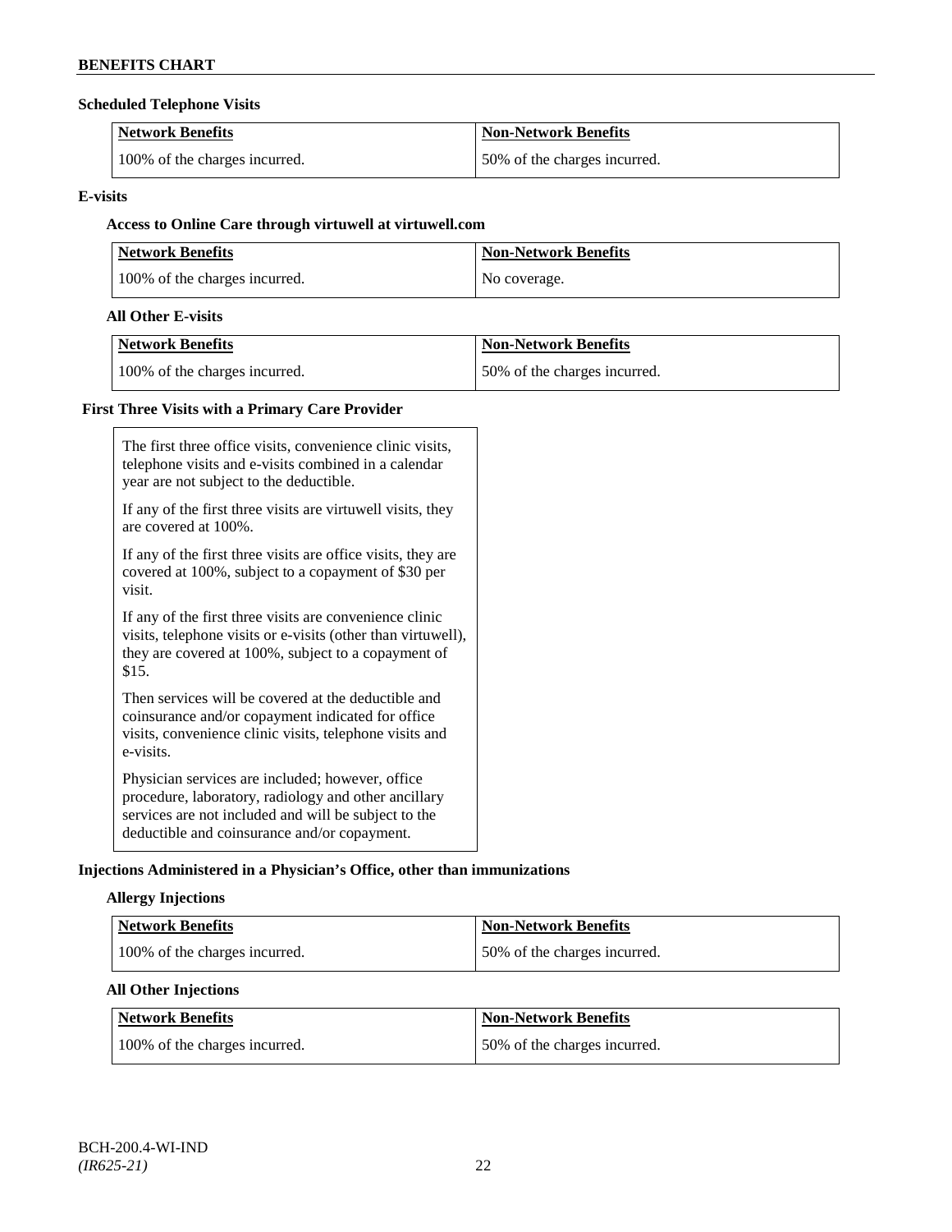### Scheduled Telephone Visits

| Network Benefits | Non-Network Benefits |
| --- | --- |
| 100% of the charges incurred. | 50% of the charges incurred. |

### E-visits

#### Access to Online Care through virtuwell at virtuwell.com

| Network Benefits | Non-Network Benefits |
| --- | --- |
| 100% of the charges incurred. | No coverage. |

#### All Other E-visits

| Network Benefits | Non-Network Benefits |
| --- | --- |
| 100% of the charges incurred. | 50% of the charges incurred. |

### First Three Visits with a Primary Care Provider

The first three office visits, convenience clinic visits, telephone visits and e-visits combined in a calendar year are not subject to the deductible.

If any of the first three visits are virtuwell visits, they are covered at 100%.

If any of the first three visits are office visits, they are covered at 100%, subject to a copayment of $30 per visit.

If any of the first three visits are convenience clinic visits, telephone visits or e-visits (other than virtuwell), they are covered at 100%, subject to a copayment of $15.

Then services will be covered at the deductible and coinsurance and/or copayment indicated for office visits, convenience clinic visits, telephone visits and e-visits.

Physician services are included; however, office procedure, laboratory, radiology and other ancillary services are not included and will be subject to the deductible and coinsurance and/or copayment.

### Injections Administered in a Physician's Office, other than immunizations

#### Allergy Injections

| Network Benefits | Non-Network Benefits |
| --- | --- |
| 100% of the charges incurred. | 50% of the charges incurred. |

#### All Other Injections

| Network Benefits | Non-Network Benefits |
| --- | --- |
| 100% of the charges incurred. | 50% of the charges incurred. |

BCH-200.4-WI-IND
*(IR625-21)*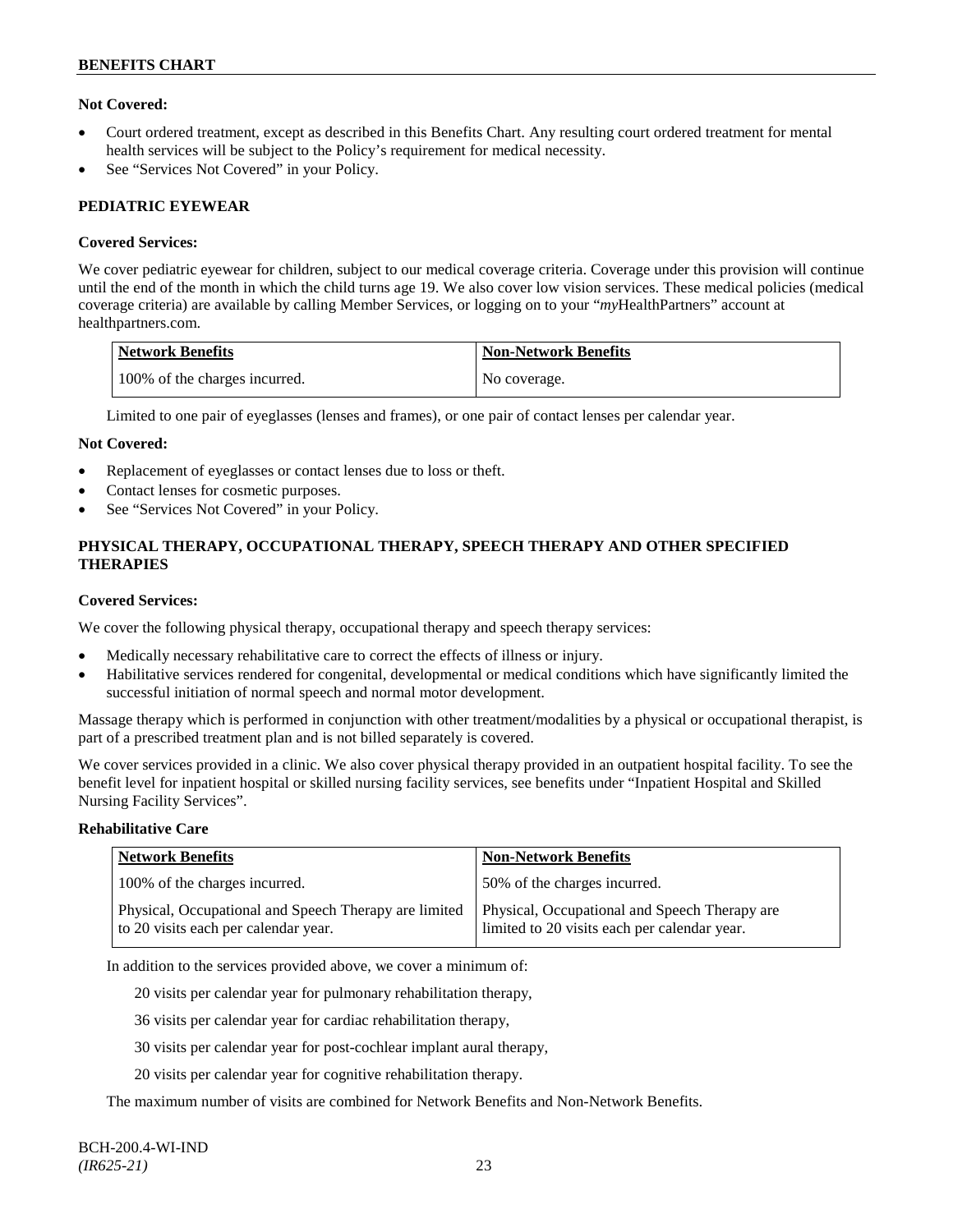**Not Covered:**

- Court ordered treatment, except as described in this Benefits Chart. Any resulting court ordered treatment for mental health services will be subject to the Policy's requirement for medical necessity.
- See "Services Not Covered" in your Policy.

## PEDIATRIC EYEWEAR

**Covered Services:**

We cover pediatric eyewear for children, subject to our medical coverage criteria. Coverage under this provision will continue until the end of the month in which the child turns age 19. We also cover low vision services. These medical policies (medical coverage criteria) are available by calling Member Services, or logging on to your "*my*HealthPartners" account at healthpartners.com.

| Network Benefits | Non-Network Benefits |
|---|---|
| 100% of the charges incurred. | No coverage. |

Limited to one pair of eyeglasses (lenses and frames), or one pair of contact lenses per calendar year.

**Not Covered:**

- Replacement of eyeglasses or contact lenses due to loss or theft.
- Contact lenses for cosmetic purposes.
- See "Services Not Covered" in your Policy.

## PHYSICAL THERAPY, OCCUPATIONAL THERAPY, SPEECH THERAPY AND OTHER SPECIFIED THERAPIES

**Covered Services:**

We cover the following physical therapy, occupational therapy and speech therapy services:

- Medically necessary rehabilitative care to correct the effects of illness or injury.
- Habilitative services rendered for congenital, developmental or medical conditions which have significantly limited the successful initiation of normal speech and normal motor development.

Massage therapy which is performed in conjunction with other treatment/modalities by a physical or occupational therapist, is part of a prescribed treatment plan and is not billed separately is covered.

We cover services provided in a clinic. We also cover physical therapy provided in an outpatient hospital facility. To see the benefit level for inpatient hospital or skilled nursing facility services, see benefits under "Inpatient Hospital and Skilled Nursing Facility Services".

**Rehabilitative Care**

| Network Benefits | Non-Network Benefits |
|---|---|
| 100% of the charges incurred. | 50% of the charges incurred. |
| Physical, Occupational and Speech Therapy are limited to 20 visits each per calendar year. | Physical, Occupational and Speech Therapy are limited to 20 visits each per calendar year. |

In addition to the services provided above, we cover a minimum of:

20 visits per calendar year for pulmonary rehabilitation therapy,

36 visits per calendar year for cardiac rehabilitation therapy,

30 visits per calendar year for post-cochlear implant aural therapy,

20 visits per calendar year for cognitive rehabilitation therapy.

The maximum number of visits are combined for Network Benefits and Non-Network Benefits.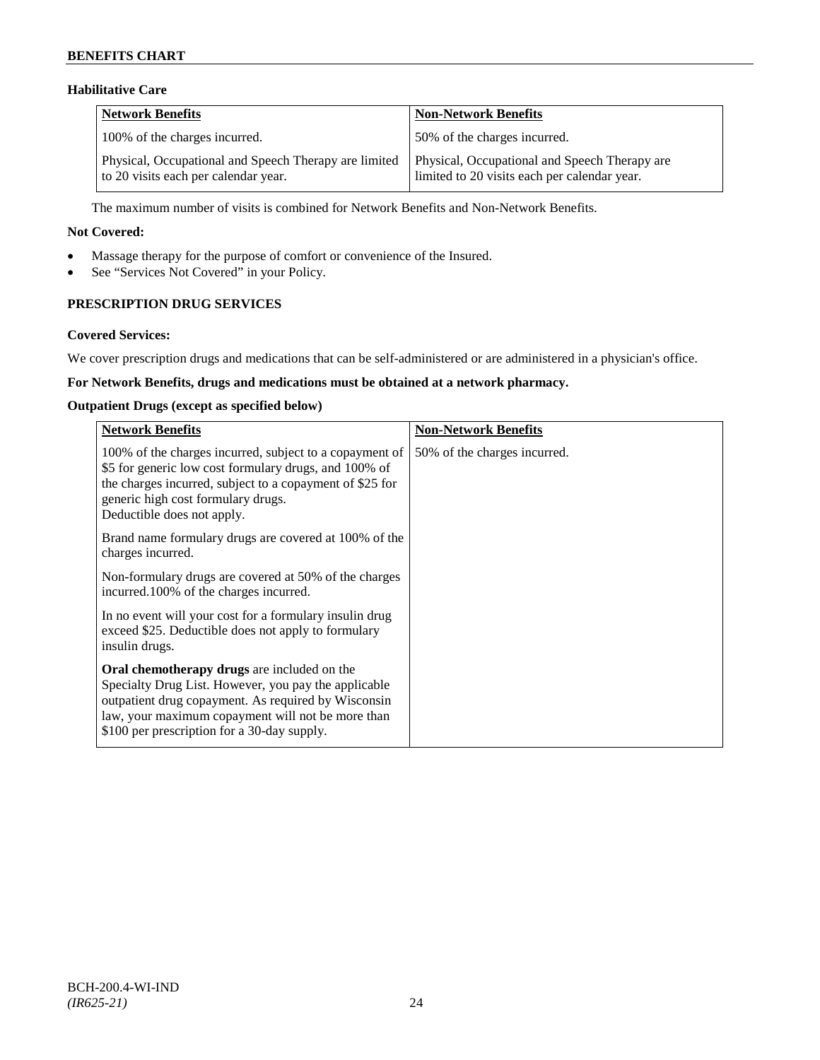**Habilitative Care**

| Network Benefits | Non-Network Benefits |
|---|---|
| 100% of the charges incurred. | 50% of the charges incurred. |
| Physical, Occupational and Speech Therapy are limited to 20 visits each per calendar year. | Physical, Occupational and Speech Therapy are limited to 20 visits each per calendar year. |

The maximum number of visits is combined for Network Benefits and Non-Network Benefits.

**Not Covered:**

- Massage therapy for the purpose of comfort or convenience of the Insured.
- See "Services Not Covered" in your Policy.

**PRESCRIPTION DRUG SERVICES**

**Covered Services:**

We cover prescription drugs and medications that can be self-administered or are administered in a physician's office.

**For Network Benefits, drugs and medications must be obtained at a network pharmacy.**

**Outpatient Drugs (except as specified below)**

| Network Benefits | Non-Network Benefits |
|---|---|
| 100% of the charges incurred, subject to a copayment of $5 for generic low cost formulary drugs, and 100% of the charges incurred, subject to a copayment of $25 for generic high cost formulary drugs.<br>Deductible does not apply.<br><br>Brand name formulary drugs are covered at 100% of the charges incurred.<br><br>Non-formulary drugs are covered at 50% of the charges incurred.100% of the charges incurred.<br><br>In no event will your cost for a formulary insulin drug exceed $25. Deductible does not apply to formulary insulin drugs.<br><br>**Oral chemotherapy drugs** are included on the Specialty Drug List. However, you pay the applicable outpatient drug copayment. As required by Wisconsin law, your maximum copayment will not be more than $100 per prescription for a 30-day supply. | 50% of the charges incurred. |

BCH-200.4-WI-IND
*(IR625-21)*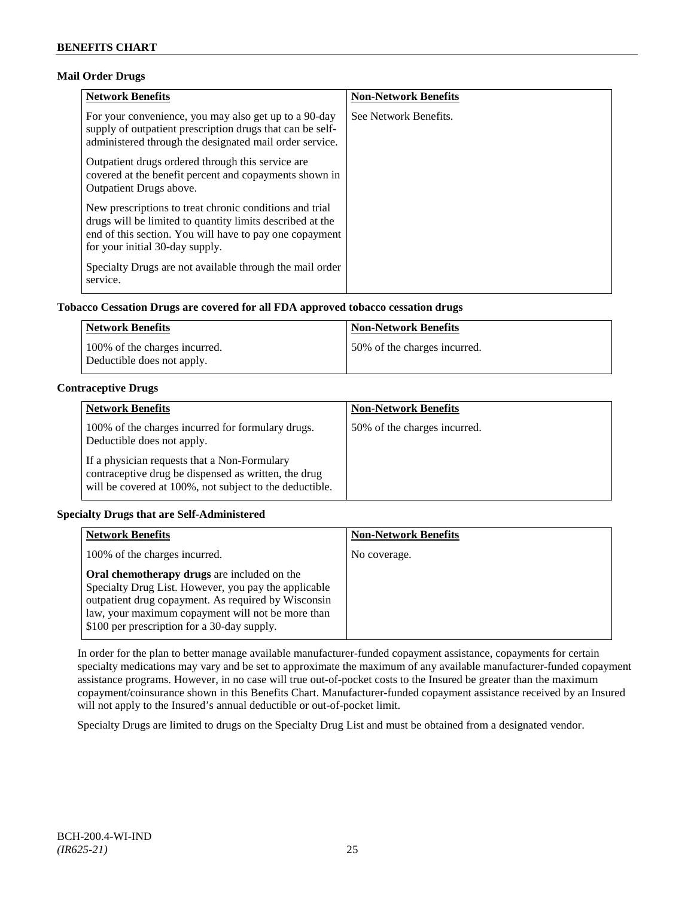### Mail Order Drugs

| Network Benefits | Non-Network Benefits |
|---|---|
| For your convenience, you may also get up to a 90-day supply of outpatient prescription drugs that can be self-administered through the designated mail order service.<br><br>Outpatient drugs ordered through this service are covered at the benefit percent and copayments shown in Outpatient Drugs above.<br><br>New prescriptions to treat chronic conditions and trial drugs will be limited to quantity limits described at the end of this section. You will have to pay one copayment for your initial 30-day supply.<br><br>Specialty Drugs are not available through the mail order service. | See Network Benefits. |

### Tobacco Cessation Drugs are covered for all FDA approved tobacco cessation drugs

| Network Benefits | Non-Network Benefits |
|---|---|
| 100% of the charges incurred.<br>Deductible does not apply. | 50% of the charges incurred. |

### Contraceptive Drugs

| Network Benefits | Non-Network Benefits |
|---|---|
| 100% of the charges incurred for formulary drugs. Deductible does not apply.<br><br>If a physician requests that a Non-Formulary contraceptive drug be dispensed as written, the drug will be covered at 100%, not subject to the deductible. | 50% of the charges incurred. |

### Specialty Drugs that are Self-Administered

| Network Benefits | Non-Network Benefits |
|---|---|
| 100% of the charges incurred.<br><br>**Oral chemotherapy drugs** are included on the Specialty Drug List. However, you pay the applicable outpatient drug copayment. As required by Wisconsin law, your maximum copayment will not be more than $100 per prescription for a 30-day supply. | No coverage. |

In order for the plan to better manage available manufacturer-funded copayment assistance, copayments for certain specialty medications may vary and be set to approximate the maximum of any available manufacturer-funded copayment assistance programs. However, in no case will true out-of-pocket costs to the Insured be greater than the maximum copayment/coinsurance shown in this Benefits Chart. Manufacturer-funded copayment assistance received by an Insured will not apply to the Insured's annual deductible or out-of-pocket limit.

Specialty Drugs are limited to drugs on the Specialty Drug List and must be obtained from a designated vendor.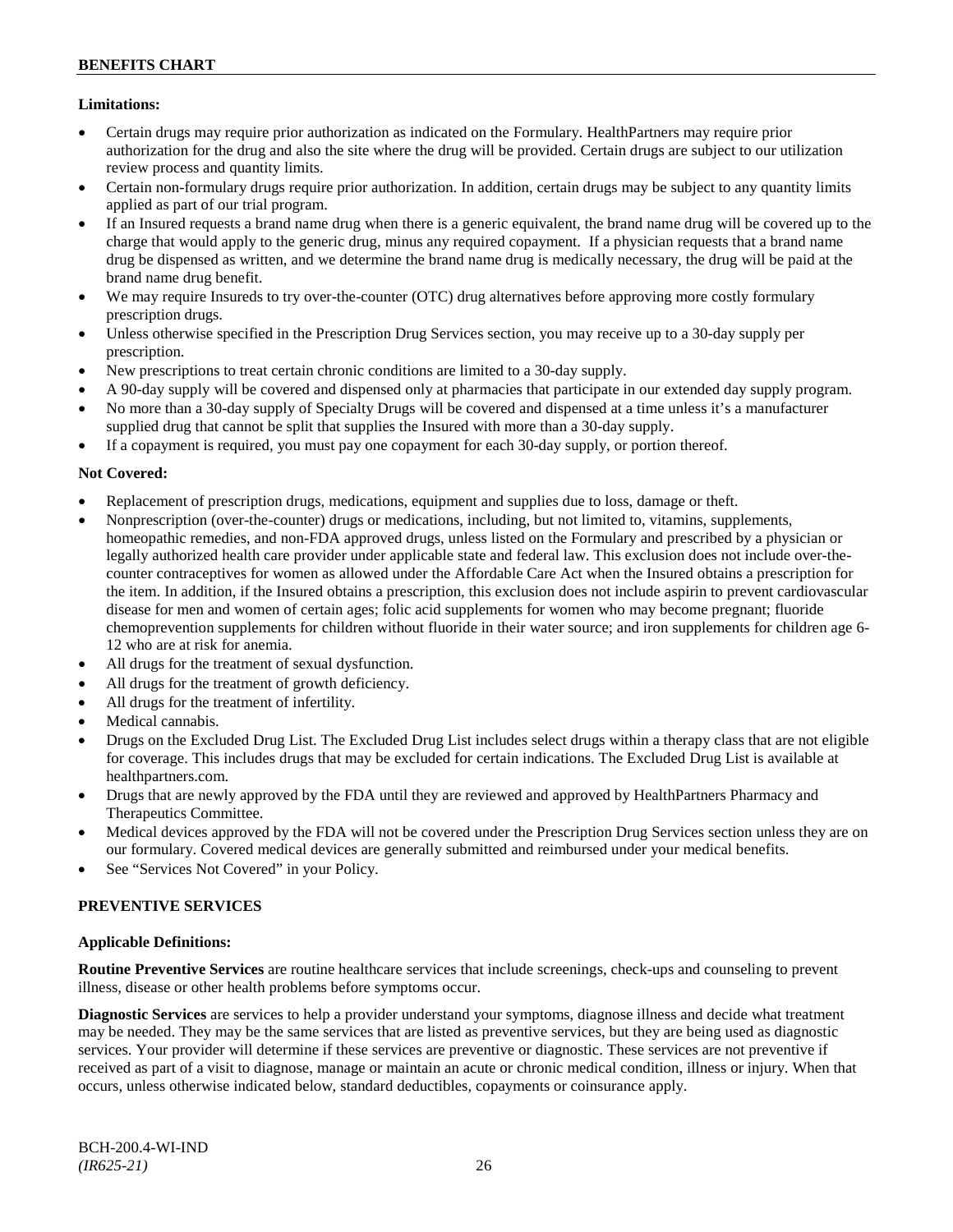**Limitations:**

- Certain drugs may require prior authorization as indicated on the Formulary. HealthPartners may require prior authorization for the drug and also the site where the drug will be provided. Certain drugs are subject to our utilization review process and quantity limits.
- Certain non-formulary drugs require prior authorization. In addition, certain drugs may be subject to any quantity limits applied as part of our trial program.
- If an Insured requests a brand name drug when there is a generic equivalent, the brand name drug will be covered up to the charge that would apply to the generic drug, minus any required copayment. If a physician requests that a brand name drug be dispensed as written, and we determine the brand name drug is medically necessary, the drug will be paid at the brand name drug benefit.
- We may require Insureds to try over-the-counter (OTC) drug alternatives before approving more costly formulary prescription drugs.
- Unless otherwise specified in the Prescription Drug Services section, you may receive up to a 30-day supply per prescription.
- New prescriptions to treat certain chronic conditions are limited to a 30-day supply.
- A 90-day supply will be covered and dispensed only at pharmacies that participate in our extended day supply program.
- No more than a 30-day supply of Specialty Drugs will be covered and dispensed at a time unless it's a manufacturer supplied drug that cannot be split that supplies the Insured with more than a 30-day supply.
- If a copayment is required, you must pay one copayment for each 30-day supply, or portion thereof.

**Not Covered:**

- Replacement of prescription drugs, medications, equipment and supplies due to loss, damage or theft.
- Nonprescription (over-the-counter) drugs or medications, including, but not limited to, vitamins, supplements, homeopathic remedies, and non-FDA approved drugs, unless listed on the Formulary and prescribed by a physician or legally authorized health care provider under applicable state and federal law. This exclusion does not include over-the-counter contraceptives for women as allowed under the Affordable Care Act when the Insured obtains a prescription for the item. In addition, if the Insured obtains a prescription, this exclusion does not include aspirin to prevent cardiovascular disease for men and women of certain ages; folic acid supplements for women who may become pregnant; fluoride chemoprevention supplements for children without fluoride in their water source; and iron supplements for children age 6-12 who are at risk for anemia.
- All drugs for the treatment of sexual dysfunction.
- All drugs for the treatment of growth deficiency.
- All drugs for the treatment of infertility.
- Medical cannabis.
- Drugs on the Excluded Drug List. The Excluded Drug List includes select drugs within a therapy class that are not eligible for coverage. This includes drugs that may be excluded for certain indications. The Excluded Drug List is available at healthpartners.com.
- Drugs that are newly approved by the FDA until they are reviewed and approved by HealthPartners Pharmacy and Therapeutics Committee.
- Medical devices approved by the FDA will not be covered under the Prescription Drug Services section unless they are on our formulary. Covered medical devices are generally submitted and reimbursed under your medical benefits.
- See "Services Not Covered" in your Policy.

## PREVENTIVE SERVICES

**Applicable Definitions:**

**Routine Preventive Services** are routine healthcare services that include screenings, check-ups and counseling to prevent illness, disease or other health problems before symptoms occur.

**Diagnostic Services** are services to help a provider understand your symptoms, diagnose illness and decide what treatment may be needed. They may be the same services that are listed as preventive services, but they are being used as diagnostic services. Your provider will determine if these services are preventive or diagnostic. These services are not preventive if received as part of a visit to diagnose, manage or maintain an acute or chronic medical condition, illness or injury. When that occurs, unless otherwise indicated below, standard deductibles, copayments or coinsurance apply.

BCH-200.4-WI-IND
*(IR625-21)*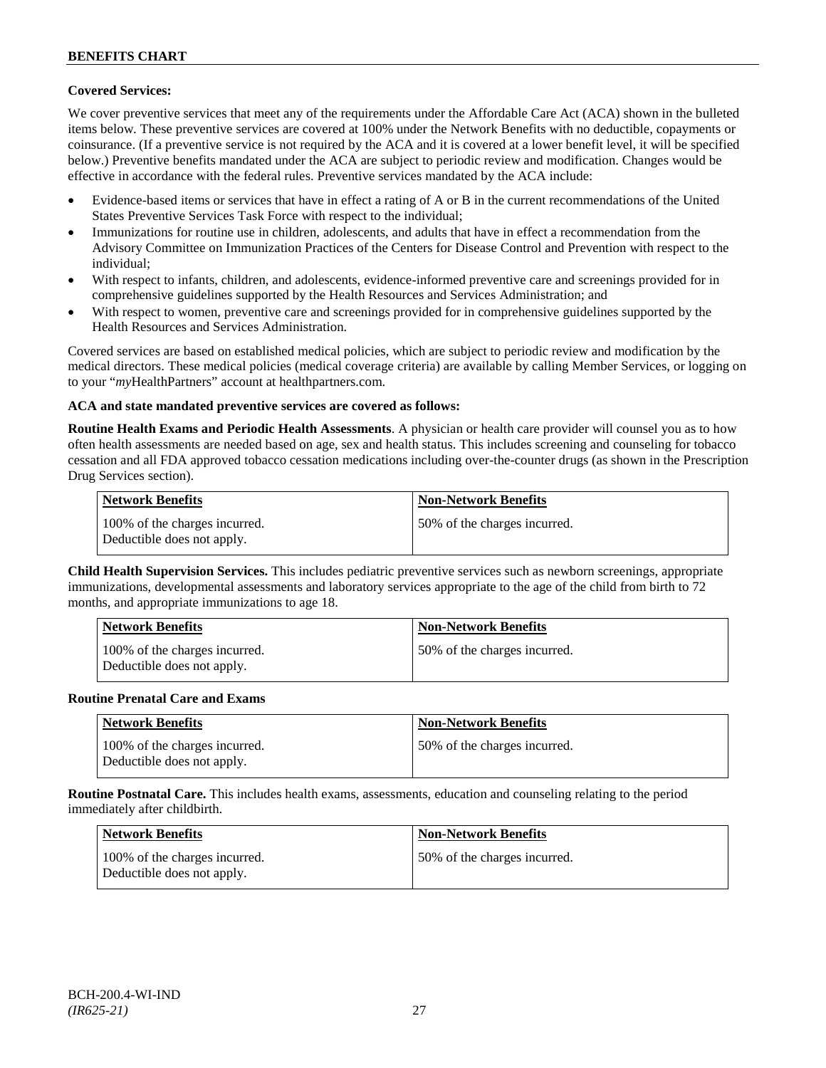**Covered Services:**

We cover preventive services that meet any of the requirements under the Affordable Care Act (ACA) shown in the bulleted items below. These preventive services are covered at 100% under the Network Benefits with no deductible, copayments or coinsurance. (If a preventive service is not required by the ACA and it is covered at a lower benefit level, it will be specified below.) Preventive benefits mandated under the ACA are subject to periodic review and modification. Changes would be effective in accordance with the federal rules. Preventive services mandated by the ACA include:

- Evidence-based items or services that have in effect a rating of A or B in the current recommendations of the United States Preventive Services Task Force with respect to the individual;
- Immunizations for routine use in children, adolescents, and adults that have in effect a recommendation from the Advisory Committee on Immunization Practices of the Centers for Disease Control and Prevention with respect to the individual;
- With respect to infants, children, and adolescents, evidence-informed preventive care and screenings provided for in comprehensive guidelines supported by the Health Resources and Services Administration; and
- With respect to women, preventive care and screenings provided for in comprehensive guidelines supported by the Health Resources and Services Administration.

Covered services are based on established medical policies, which are subject to periodic review and modification by the medical directors. These medical policies (medical coverage criteria) are available by calling Member Services, or logging on to your "*my*HealthPartners" account at healthpartners.com.

**ACA and state mandated preventive services are covered as follows:**

**Routine Health Exams and Periodic Health Assessments**. A physician or health care provider will counsel you as to how often health assessments are needed based on age, sex and health status. This includes screening and counseling for tobacco cessation and all FDA approved tobacco cessation medications including over-the-counter drugs (as shown in the Prescription Drug Services section).

| Network Benefits | Non-Network Benefits |
|---|---|
| 100% of the charges incurred. Deductible does not apply. | 50% of the charges incurred. |

**Child Health Supervision Services.** This includes pediatric preventive services such as newborn screenings, appropriate immunizations, developmental assessments and laboratory services appropriate to the age of the child from birth to 72 months, and appropriate immunizations to age 18.

| Network Benefits | Non-Network Benefits |
|---|---|
| 100% of the charges incurred. Deductible does not apply. | 50% of the charges incurred. |

**Routine Prenatal Care and Exams**

| Network Benefits | Non-Network Benefits |
|---|---|
| 100% of the charges incurred. Deductible does not apply. | 50% of the charges incurred. |

**Routine Postnatal Care.** This includes health exams, assessments, education and counseling relating to the period immediately after childbirth.

| Network Benefits | Non-Network Benefits |
|---|---|
| 100% of the charges incurred. Deductible does not apply. | 50% of the charges incurred. |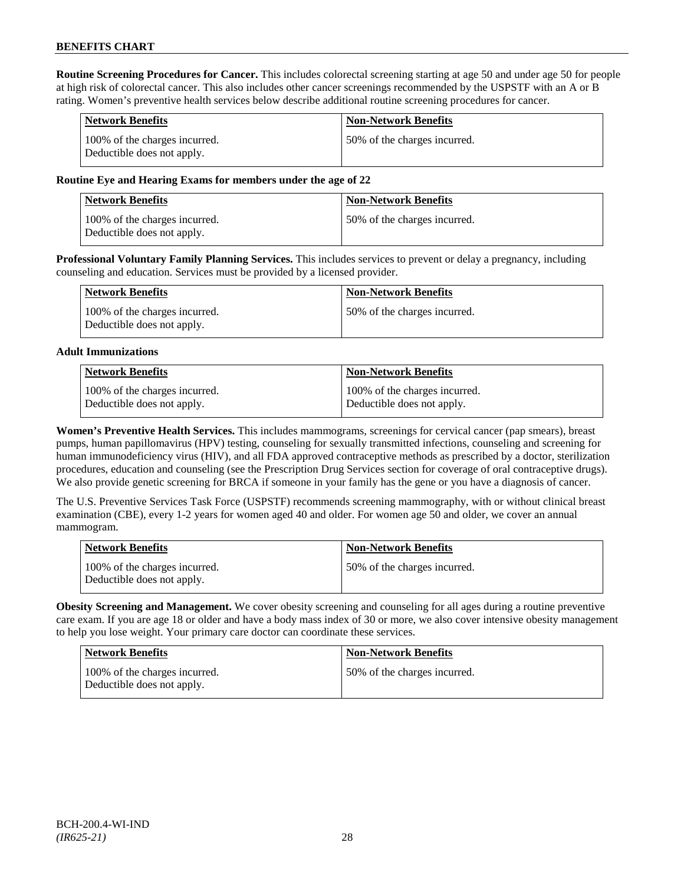**Routine Screening Procedures for Cancer.** This includes colorectal screening starting at age 50 and under age 50 for people at high risk of colorectal cancer. This also includes other cancer screenings recommended by the USPSTF with an A or B rating. Women's preventive health services below describe additional routine screening procedures for cancer.

| Network Benefits | Non-Network Benefits |
|---|---|
| 100% of the charges incurred. Deductible does not apply. | 50% of the charges incurred. |

**Routine Eye and Hearing Exams for members under the age of 22**

| Network Benefits | Non-Network Benefits |
|---|---|
| 100% of the charges incurred. Deductible does not apply. | 50% of the charges incurred. |

**Professional Voluntary Family Planning Services.** This includes services to prevent or delay a pregnancy, including counseling and education. Services must be provided by a licensed provider.

| Network Benefits | Non-Network Benefits |
|---|---|
| 100% of the charges incurred. Deductible does not apply. | 50% of the charges incurred. |

**Adult Immunizations**

| Network Benefits | Non-Network Benefits |
|---|---|
| 100% of the charges incurred. Deductible does not apply. | 100% of the charges incurred. Deductible does not apply. |

**Women's Preventive Health Services.** This includes mammograms, screenings for cervical cancer (pap smears), breast pumps, human papillomavirus (HPV) testing, counseling for sexually transmitted infections, counseling and screening for human immunodeficiency virus (HIV), and all FDA approved contraceptive methods as prescribed by a doctor, sterilization procedures, education and counseling (see the Prescription Drug Services section for coverage of oral contraceptive drugs). We also provide genetic screening for BRCA if someone in your family has the gene or you have a diagnosis of cancer.

The U.S. Preventive Services Task Force (USPSTF) recommends screening mammography, with or without clinical breast examination (CBE), every 1-2 years for women aged 40 and older. For women age 50 and older, we cover an annual mammogram.

| Network Benefits | Non-Network Benefits |
|---|---|
| 100% of the charges incurred. Deductible does not apply. | 50% of the charges incurred. |

**Obesity Screening and Management.** We cover obesity screening and counseling for all ages during a routine preventive care exam. If you are age 18 or older and have a body mass index of 30 or more, we also cover intensive obesity management to help you lose weight. Your primary care doctor can coordinate these services.

| Network Benefits | Non-Network Benefits |
|---|---|
| 100% of the charges incurred. Deductible does not apply. | 50% of the charges incurred. |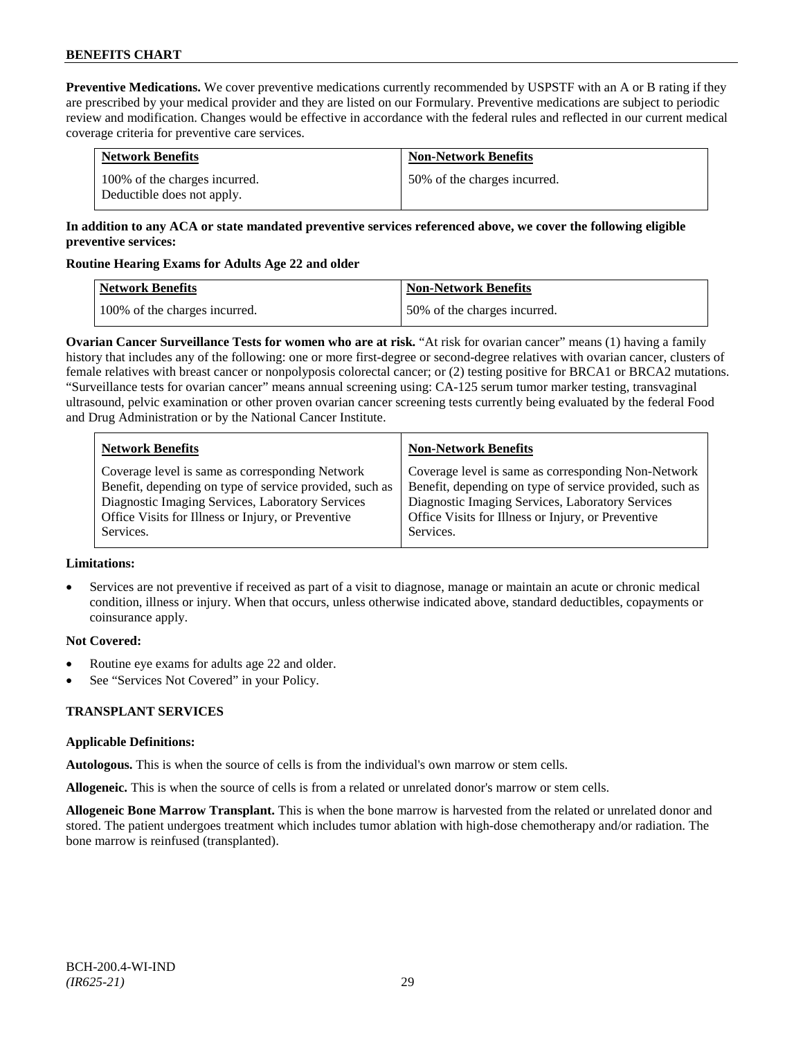**Preventive Medications.** We cover preventive medications currently recommended by USPSTF with an A or B rating if they are prescribed by your medical provider and they are listed on our Formulary. Preventive medications are subject to periodic review and modification. Changes would be effective in accordance with the federal rules and reflected in our current medical coverage criteria for preventive care services.

| Network Benefits | Non-Network Benefits |
|---|---|
| 100% of the charges incurred. Deductible does not apply. | 50% of the charges incurred. |

**In addition to any ACA or state mandated preventive services referenced above, we cover the following eligible preventive services:**

**Routine Hearing Exams for Adults Age 22 and older**

| Network Benefits | Non-Network Benefits |
|---|---|
| 100% of the charges incurred. | 50% of the charges incurred. |

**Ovarian Cancer Surveillance Tests for women who are at risk.** "At risk for ovarian cancer" means (1) having a family history that includes any of the following: one or more first-degree or second-degree relatives with ovarian cancer, clusters of female relatives with breast cancer or nonpolyposis colorectal cancer; or (2) testing positive for BRCA1 or BRCA2 mutations. "Surveillance tests for ovarian cancer" means annual screening using: CA-125 serum tumor marker testing, transvaginal ultrasound, pelvic examination or other proven ovarian cancer screening tests currently being evaluated by the federal Food and Drug Administration or by the National Cancer Institute.

| Network Benefits | Non-Network Benefits |
|---|---|
| Coverage level is same as corresponding Network Benefit, depending on type of service provided, such as Diagnostic Imaging Services, Laboratory Services Office Visits for Illness or Injury, or Preventive Services. | Coverage level is same as corresponding Non-Network Benefit, depending on type of service provided, such as Diagnostic Imaging Services, Laboratory Services Office Visits for Illness or Injury, or Preventive Services. |

**Limitations:**

- Services are not preventive if received as part of a visit to diagnose, manage or maintain an acute or chronic medical condition, illness or injury. When that occurs, unless otherwise indicated above, standard deductibles, copayments or coinsurance apply.

**Not Covered:**

- Routine eye exams for adults age 22 and older.
- See "Services Not Covered" in your Policy.

## TRANSPLANT SERVICES

**Applicable Definitions:**

**Autologous.** This is when the source of cells is from the individual's own marrow or stem cells.

**Allogeneic.** This is when the source of cells is from a related or unrelated donor's marrow or stem cells.

**Allogeneic Bone Marrow Transplant.** This is when the bone marrow is harvested from the related or unrelated donor and stored. The patient undergoes treatment which includes tumor ablation with high-dose chemotherapy and/or radiation. The bone marrow is reinfused (transplanted).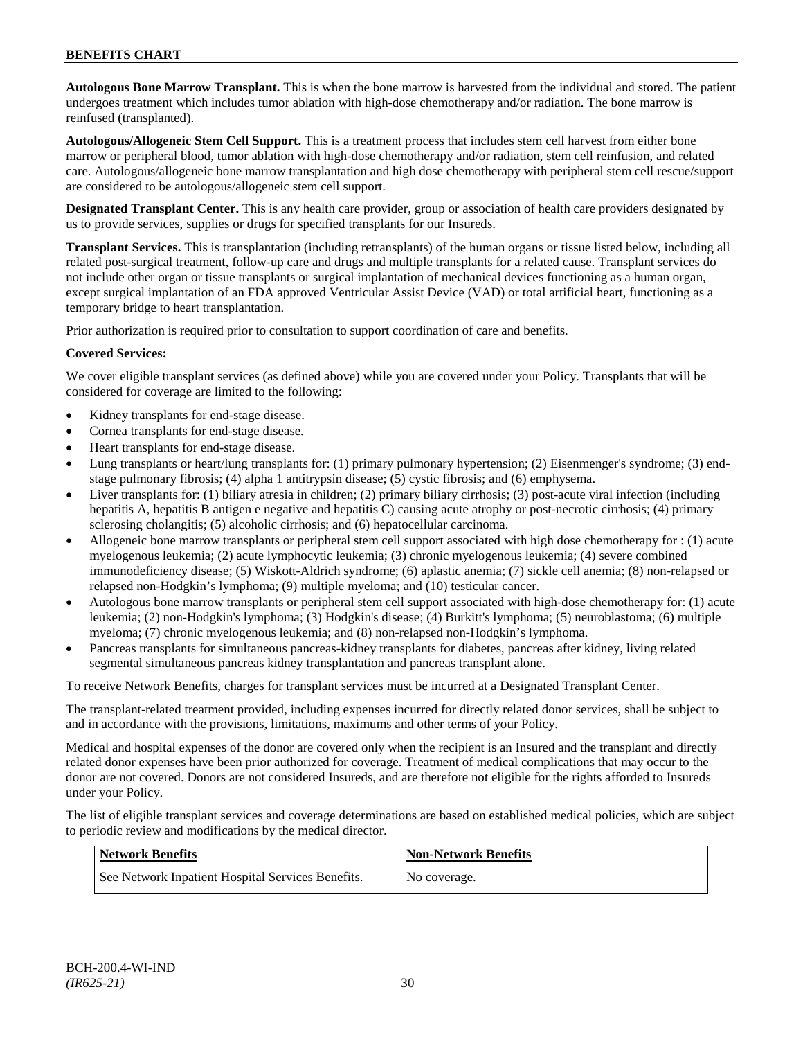**Autologous Bone Marrow Transplant.** This is when the bone marrow is harvested from the individual and stored. The patient undergoes treatment which includes tumor ablation with high-dose chemotherapy and/or radiation. The bone marrow is reinfused (transplanted).

**Autologous/Allogeneic Stem Cell Support.** This is a treatment process that includes stem cell harvest from either bone marrow or peripheral blood, tumor ablation with high-dose chemotherapy and/or radiation, stem cell reinfusion, and related care. Autologous/allogeneic bone marrow transplantation and high dose chemotherapy with peripheral stem cell rescue/support are considered to be autologous/allogeneic stem cell support.

**Designated Transplant Center.** This is any health care provider, group or association of health care providers designated by us to provide services, supplies or drugs for specified transplants for our Insureds.

**Transplant Services.** This is transplantation (including retransplants) of the human organs or tissue listed below, including all related post-surgical treatment, follow-up care and drugs and multiple transplants for a related cause. Transplant services do not include other organ or tissue transplants or surgical implantation of mechanical devices functioning as a human organ, except surgical implantation of an FDA approved Ventricular Assist Device (VAD) or total artificial heart, functioning as a temporary bridge to heart transplantation.

Prior authorization is required prior to consultation to support coordination of care and benefits.

**Covered Services:**

We cover eligible transplant services (as defined above) while you are covered under your Policy. Transplants that will be considered for coverage are limited to the following:

- Kidney transplants for end-stage disease.
- Cornea transplants for end-stage disease.
- Heart transplants for end-stage disease.
- Lung transplants or heart/lung transplants for: (1) primary pulmonary hypertension; (2) Eisenmenger's syndrome; (3) end-stage pulmonary fibrosis; (4) alpha 1 antitrypsin disease; (5) cystic fibrosis; and (6) emphysema.
- Liver transplants for: (1) biliary atresia in children; (2) primary biliary cirrhosis; (3) post-acute viral infection (including hepatitis A, hepatitis B antigen e negative and hepatitis C) causing acute atrophy or post-necrotic cirrhosis; (4) primary sclerosing cholangitis; (5) alcoholic cirrhosis; and (6) hepatocellular carcinoma.
- Allogeneic bone marrow transplants or peripheral stem cell support associated with high dose chemotherapy for : (1) acute myelogenous leukemia; (2) acute lymphocytic leukemia; (3) chronic myelogenous leukemia; (4) severe combined immunodeficiency disease; (5) Wiskott-Aldrich syndrome; (6) aplastic anemia; (7) sickle cell anemia; (8) non-relapsed or relapsed non-Hodgkin's lymphoma; (9) multiple myeloma; and (10) testicular cancer.
- Autologous bone marrow transplants or peripheral stem cell support associated with high-dose chemotherapy for: (1) acute leukemia; (2) non-Hodgkin's lymphoma; (3) Hodgkin's disease; (4) Burkitt's lymphoma; (5) neuroblastoma; (6) multiple myeloma; (7) chronic myelogenous leukemia; and (8) non-relapsed non-Hodgkin's lymphoma.
- Pancreas transplants for simultaneous pancreas-kidney transplants for diabetes, pancreas after kidney, living related segmental simultaneous pancreas kidney transplantation and pancreas transplant alone.

To receive Network Benefits, charges for transplant services must be incurred at a Designated Transplant Center.

The transplant-related treatment provided, including expenses incurred for directly related donor services, shall be subject to and in accordance with the provisions, limitations, maximums and other terms of your Policy.

Medical and hospital expenses of the donor are covered only when the recipient is an Insured and the transplant and directly related donor expenses have been prior authorized for coverage. Treatment of medical complications that may occur to the donor are not covered. Donors are not considered Insureds, and are therefore not eligible for the rights afforded to Insureds under your Policy.

The list of eligible transplant services and coverage determinations are based on established medical policies, which are subject to periodic review and modifications by the medical director.

| Network Benefits | Non-Network Benefits |
|---|---|
| See Network Inpatient Hospital Services Benefits. | No coverage. |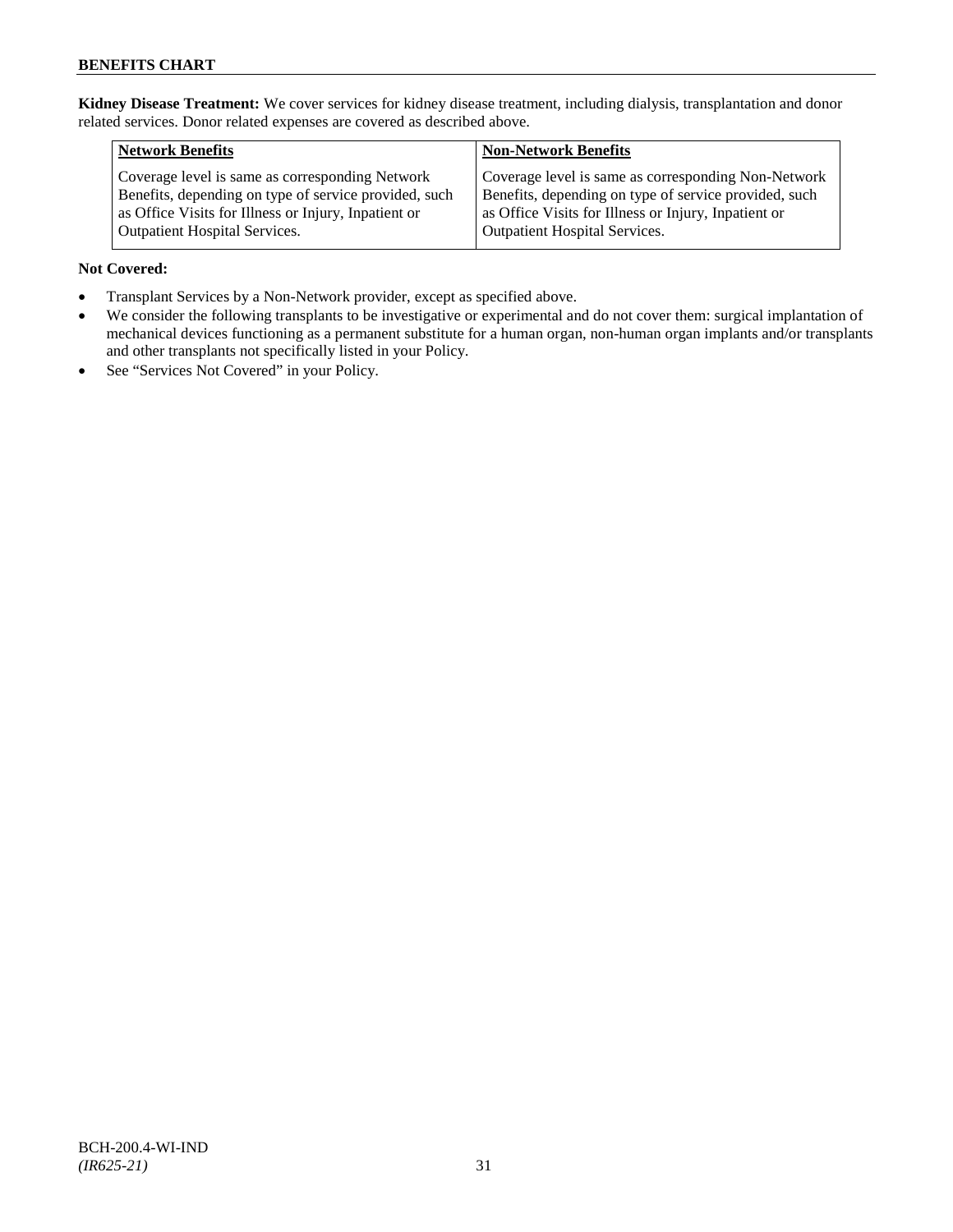**Kidney Disease Treatment:** We cover services for kidney disease treatment, including dialysis, transplantation and donor related services. Donor related expenses are covered as described above.

| Network Benefits | Non-Network Benefits |
|---|---|
| Coverage level is same as corresponding Network Benefits, depending on type of service provided, such as Office Visits for Illness or Injury, Inpatient or Outpatient Hospital Services. | Coverage level is same as corresponding Non-Network Benefits, depending on type of service provided, such as Office Visits for Illness or Injury, Inpatient or Outpatient Hospital Services. |

**Not Covered:**

- Transplant Services by a Non-Network provider, except as specified above.
- We consider the following transplants to be investigative or experimental and do not cover them: surgical implantation of mechanical devices functioning as a permanent substitute for a human organ, non-human organ implants and/or transplants and other transplants not specifically listed in your Policy.
- See "Services Not Covered" in your Policy.